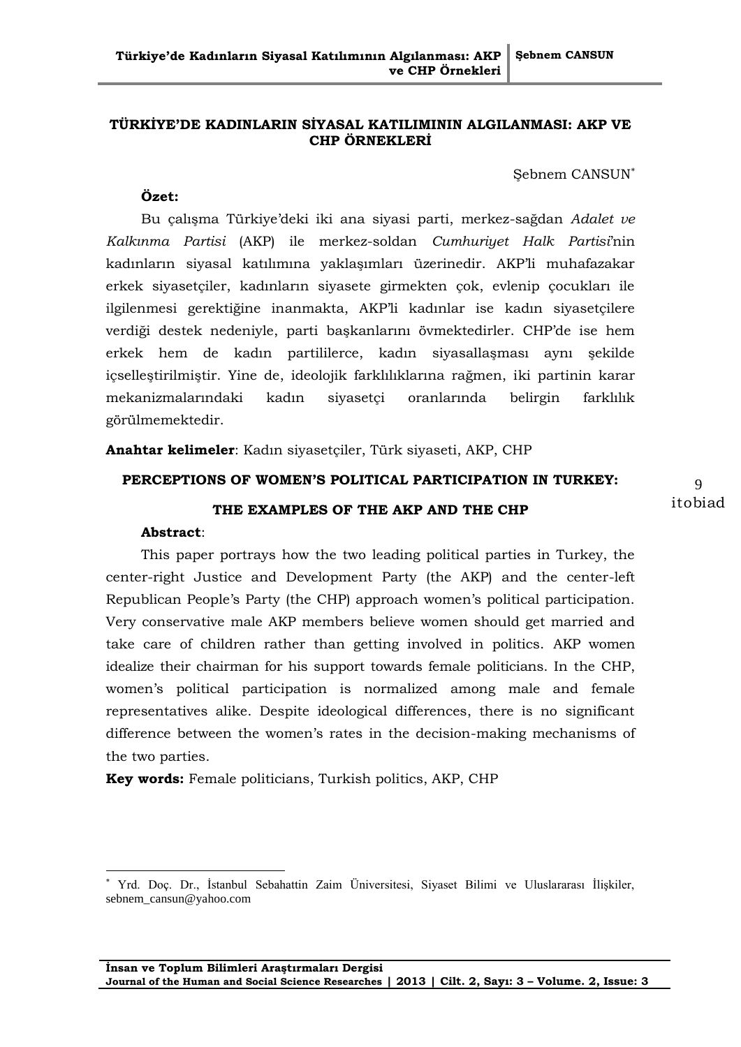# TÜRKİYE'DE KADINLARIN SİYASAL KATILIMININ ALGILANMASI: AKP VE CHP ÖRNEKLERİ

Şebnem CANSUN[*]

**Özet:**

Bu çalışma Türkiye'deki iki ana siyasi parti, merkez-sağdan *Adalet ve Kalkınma Partisi* (AKP) ile merkez-soldan *Cumhuriyet Halk Partisi*'nin kadınların siyasal katılımına yaklaşımları üzerinedir. AKP'li muhafazakar erkek siyasetçiler, kadınların siyasete girmekten çok, evlenip çocukları ile ilgilenmesi gerektiğine inanmakta, AKP'li kadınlar ise kadın siyasetçilere verdiği destek nedeniyle, parti başkanlarını övmektedirler. CHP'de ise hem erkek hem de kadın partililerce, kadın siyasallaşması aynı şekilde içselleştirilmiştir. Yine de, ideolojik farklılıklarına rağmen, iki partinin karar mekanizmalarındaki kadın siyasetçi oranlarında belirgin farklılık görülmemektedir.

**Anahtar kelimeler**: Kadın siyasetçiler, Türk siyaseti, AKP, CHP

# PERCEPTIONS OF WOMEN'S POLITICAL PARTICIPATION IN TURKEY: THE EXAMPLES OF THE AKP AND THE CHP

**Abstract**:

This paper portrays how the two leading political parties in Turkey, the center-right Justice and Development Party (the AKP) and the center-left Republican People's Party (the CHP) approach women's political participation. Very conservative male AKP members believe women should get married and take care of children rather than getting involved in politics. AKP women idealize their chairman for his support towards female politicians. In the CHP, women's political participation is normalized among male and female representatives alike. Despite ideological differences, there is no significant difference between the women's rates in the decision-making mechanisms of the two parties.

**Key words:** Female politicians, Turkish politics, AKP, CHP

---

[*] Yrd. Doç. Dr., İstanbul Sebahattin Zaim Üniversitesi, Siyaset Bilimi ve Uluslararası İlişkiler, sebnem_cansun@yahoo.com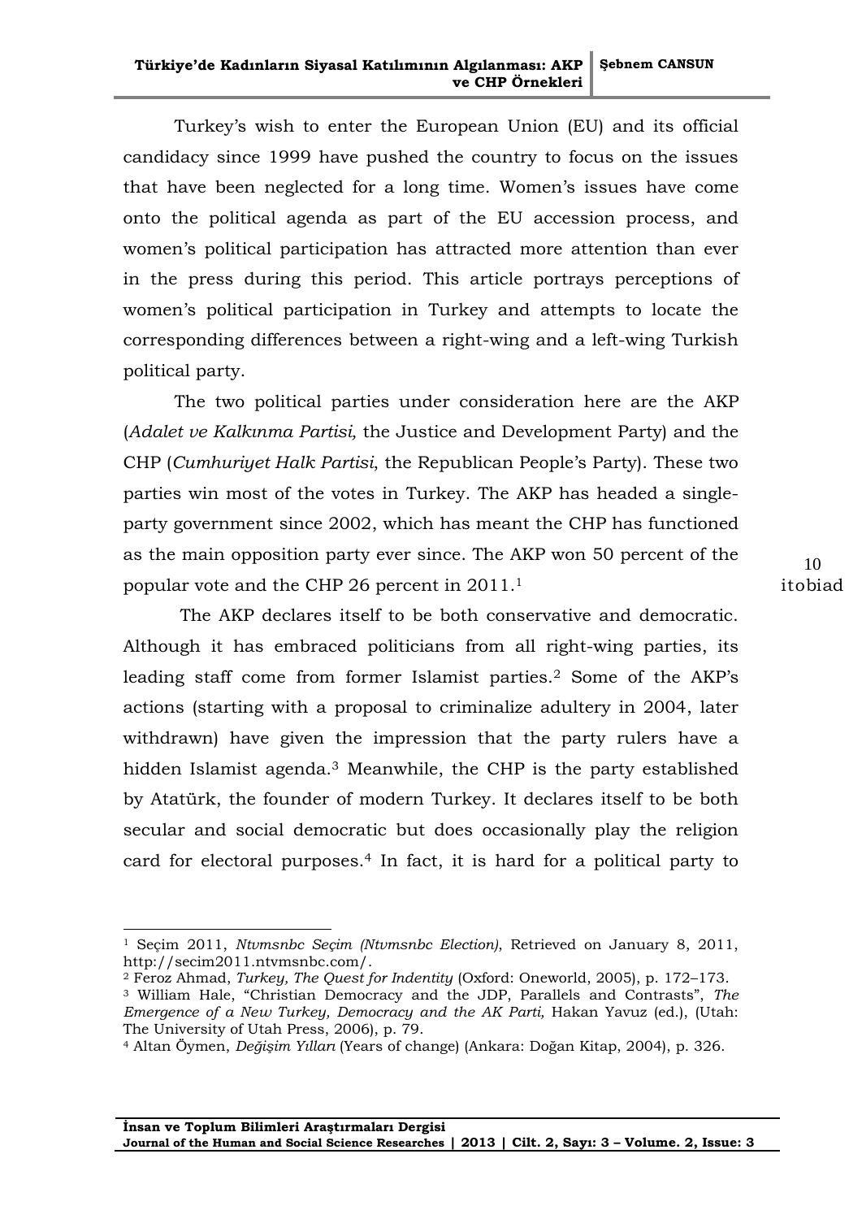Turkey's wish to enter the European Union (EU) and its official candidacy since 1999 have pushed the country to focus on the issues that have been neglected for a long time. Women's issues have come onto the political agenda as part of the EU accession process, and women's political participation has attracted more attention than ever in the press during this period. This article portrays perceptions of women's political participation in Turkey and attempts to locate the corresponding differences between a right-wing and a left-wing Turkish political party.

The two political parties under consideration here are the AKP (*Adalet ve Kalkınma Partisi,* the Justice and Development Party) and the CHP (*Cumhuriyet Halk Partisi*, the Republican People's Party). These two parties win most of the votes in Turkey. The AKP has headed a single-party government since 2002, which has meant the CHP has functioned as the main opposition party ever since. The AKP won 50 percent of the popular vote and the CHP 26 percent in 2011.[1]

The AKP declares itself to be both conservative and democratic. Although it has embraced politicians from all right-wing parties, its leading staff come from former Islamist parties.[2] Some of the AKP's actions (starting with a proposal to criminalize adultery in 2004, later withdrawn) have given the impression that the party rulers have a hidden Islamist agenda.[3] Meanwhile, the CHP is the party established by Atatürk, the founder of modern Turkey. It declares itself to be both secular and social democratic but does occasionally play the religion card for electoral purposes.[4] In fact, it is hard for a political party to

---

[1] Seçim 2011, *Ntvmsnbc Seçim (Ntvmsnbc Election)*, Retrieved on January 8, 2011, http://secim2011.ntvmsnbc.com/.

[2] Feroz Ahmad, *Turkey, The Quest for Indentity* (Oxford: Oneworld, 2005), p. 172–173.

[3] William Hale, "Christian Democracy and the JDP, Parallels and Contrasts", *The Emergence of a New Turkey, Democracy and the AK Parti,* Hakan Yavuz (ed.), (Utah: The University of Utah Press, 2006), p. 79.

[4] Altan Öymen, *Değişim Yılları* (Years of change) (Ankara: Doğan Kitap, 2004), p. 326.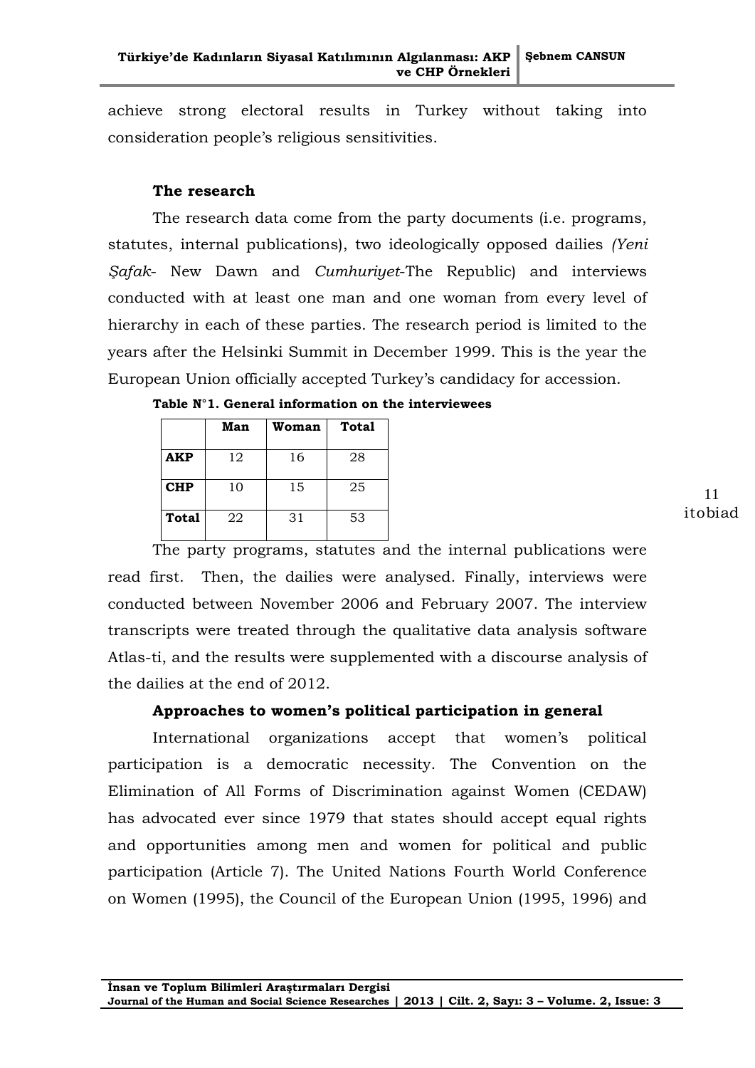achieve strong electoral results in Turkey without taking into consideration people's religious sensitivities.

### The research

The research data come from the party documents (i.e. programs, statutes, internal publications), two ideologically opposed dailies *(Yeni Şafak*- New Dawn and *Cumhuriyet*-The Republic) and interviews conducted with at least one man and one woman from every level of hierarchy in each of these parties. The research period is limited to the years after the Helsinki Summit in December 1999. This is the year the European Union officially accepted Turkey's candidacy for accession.

**Table N°1. General information on the interviewees**

| | Man | Woman | Total |
|---|---|---|---|
| **AKP** | 12 | 16 | 28 |
| **CHP** | 10 | 15 | 25 |
| **Total** | 22 | 31 | 53 |

The party programs, statutes and the internal publications were read first. Then, the dailies were analysed. Finally, interviews were conducted between November 2006 and February 2007. The interview transcripts were treated through the qualitative data analysis software Atlas-ti, and the results were supplemented with a discourse analysis of the dailies at the end of 2012.

### Approaches to women's political participation in general

International organizations accept that women's political participation is a democratic necessity. The Convention on the Elimination of All Forms of Discrimination against Women (CEDAW) has advocated ever since 1979 that states should accept equal rights and opportunities among men and women for political and public participation (Article 7). The United Nations Fourth World Conference on Women (1995), the Council of the European Union (1995, 1996) and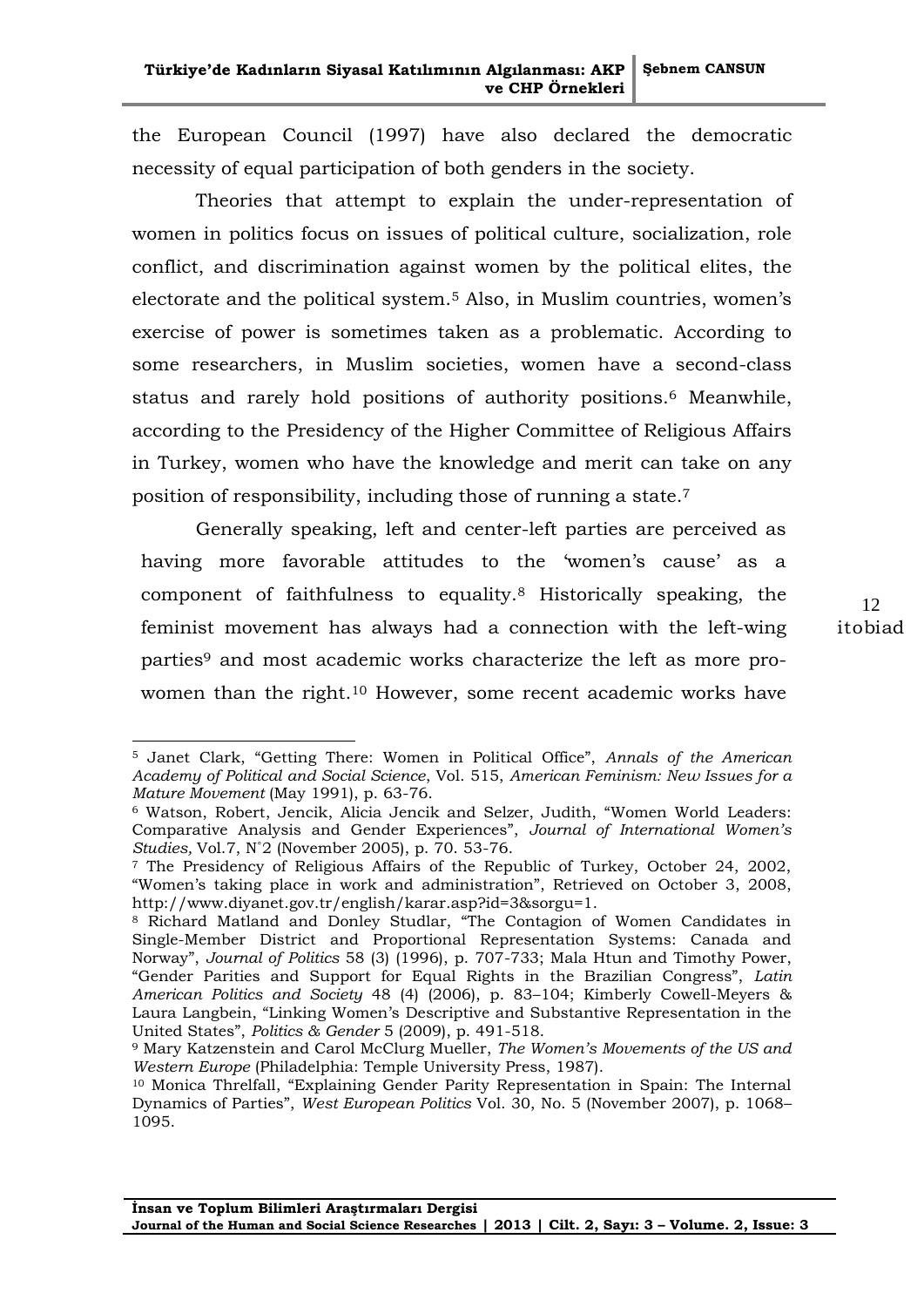the European Council (1997) have also declared the democratic necessity of equal participation of both genders in the society.

Theories that attempt to explain the under-representation of women in politics focus on issues of political culture, socialization, role conflict, and discrimination against women by the political elites, the electorate and the political system.[5] Also, in Muslim countries, women's exercise of power is sometimes taken as a problematic. According to some researchers, in Muslim societies, women have a second-class status and rarely hold positions of authority positions.[6] Meanwhile, according to the Presidency of the Higher Committee of Religious Affairs in Turkey, women who have the knowledge and merit can take on any position of responsibility, including those of running a state.[7]

Generally speaking, left and center-left parties are perceived as having more favorable attitudes to the 'women's cause' as a component of faithfulness to equality.[8] Historically speaking, the feminist movement has always had a connection with the left-wing parties[9] and most academic works characterize the left as more pro-women than the right.[10] However, some recent academic works have

---

[5] Janet Clark, "Getting There: Women in Political Office", *Annals of the American Academy of Political and Social Science*, Vol. 515, *American Feminism: New Issues for a Mature Movement* (May 1991), p. 63-76.

[6] Watson, Robert, Jencik, Alicia Jencik and Selzer, Judith, "Women World Leaders: Comparative Analysis and Gender Experiences", *Journal of International Women's Studies,* Vol.7, N°2 (November 2005), p. 70. 53-76.

[7] The Presidency of Religious Affairs of the Republic of Turkey, October 24, 2002, "Women's taking place in work and administration", Retrieved on October 3, 2008, http://www.diyanet.gov.tr/english/karar.asp?id=3&sorgu=1.

[8] Richard Matland and Donley Studlar, "The Contagion of Women Candidates in Single-Member District and Proportional Representation Systems: Canada and Norway", *Journal of Politics* 58 (3) (1996), p. 707-733; Mala Htun and Timothy Power, "Gender Parities and Support for Equal Rights in the Brazilian Congress", *Latin American Politics and Society* 48 (4) (2006), p. 83–104; Kimberly Cowell-Meyers & Laura Langbein, "Linking Women's Descriptive and Substantive Representation in the United States", *Politics & Gender* 5 (2009), p. 491-518.

[9] Mary Katzenstein and Carol McClurg Mueller, *The Women's Movements of the US and Western Europe* (Philadelphia: Temple University Press, 1987).

[10] Monica Threlfall, "Explaining Gender Parity Representation in Spain: The Internal Dynamics of Parties", *West European Politics* Vol. 30, No. 5 (November 2007), p. 1068–1095.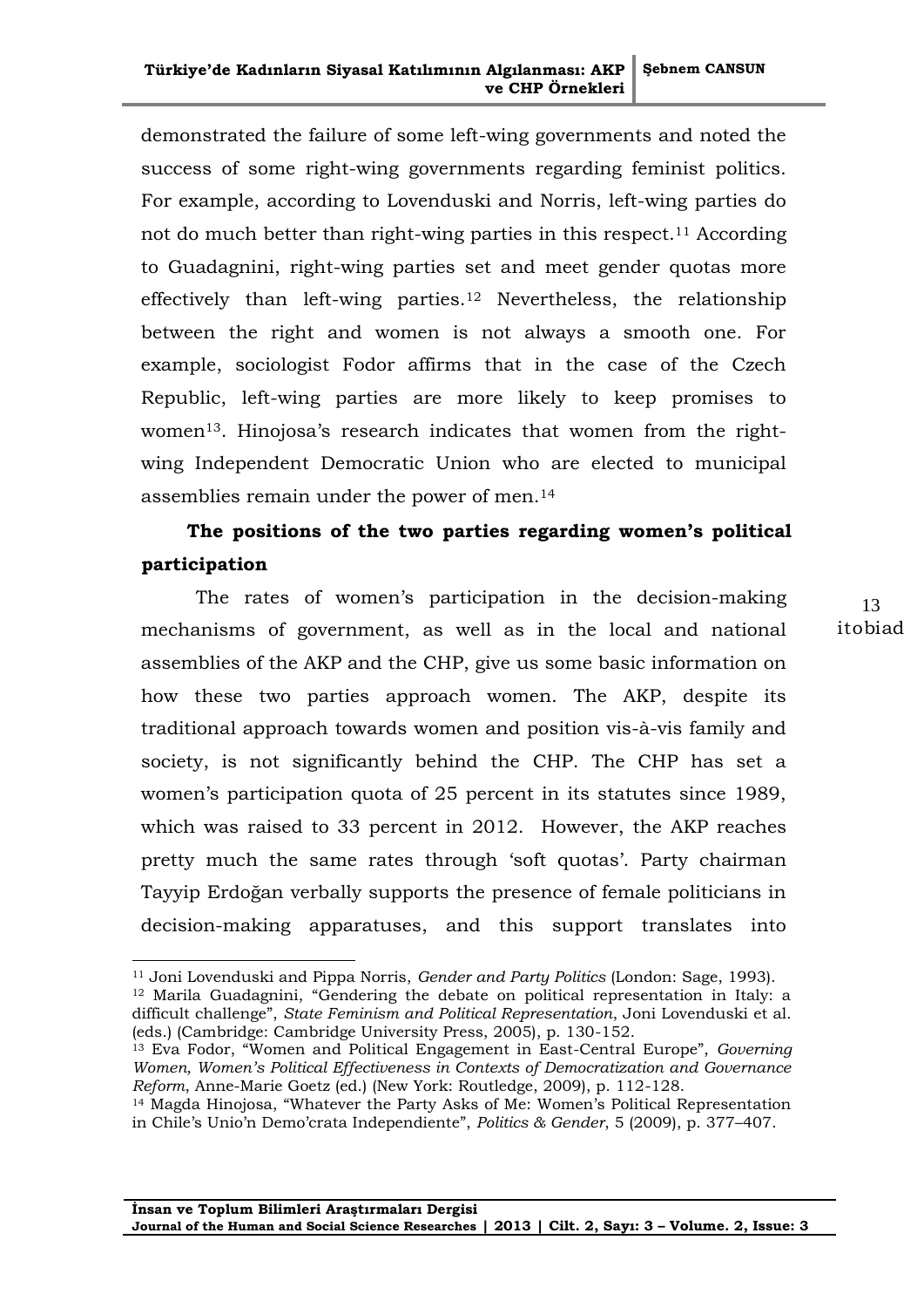demonstrated the failure of some left-wing governments and noted the success of some right-wing governments regarding feminist politics. For example, according to Lovenduski and Norris, left-wing parties do not do much better than right-wing parties in this respect.[11] According to Guadagnini, right-wing parties set and meet gender quotas more effectively than left-wing parties.[12] Nevertheless, the relationship between the right and women is not always a smooth one. For example, sociologist Fodor affirms that in the case of the Czech Republic, left-wing parties are more likely to keep promises to women[13]. Hinojosa's research indicates that women from the right-wing Independent Democratic Union who are elected to municipal assemblies remain under the power of men.[14]

**The positions of the two parties regarding women's political participation**

The rates of women's participation in the decision-making mechanisms of government, as well as in the local and national assemblies of the AKP and the CHP, give us some basic information on how these two parties approach women. The AKP, despite its traditional approach towards women and position vis-à-vis family and society, is not significantly behind the CHP. The CHP has set a women's participation quota of 25 percent in its statutes since 1989, which was raised to 33 percent in 2012. However, the AKP reaches pretty much the same rates through 'soft quotas'. Party chairman Tayyip Erdoğan verbally supports the presence of female politicians in decision-making apparatuses, and this support translates into

---

[11] Joni Lovenduski and Pippa Norris, *Gender and Party Politics* (London: Sage, 1993).

[12] Marila Guadagnini, "Gendering the debate on political representation in Italy: a difficult challenge", *State Feminism and Political Representation*, Joni Lovenduski et al. (eds.) (Cambridge: Cambridge University Press, 2005), p. 130-152.

[13] Eva Fodor, "Women and Political Engagement in East-Central Europe", *Governing Women, Women's Political Effectiveness in Contexts of Democratization and Governance Reform*, Anne-Marie Goetz (ed.) (New York: Routledge, 2009), p. 112-128.

[14] Magda Hinojosa, "Whatever the Party Asks of Me: Women's Political Representation in Chile's Unio'n Demo'crata Independiente", *Politics & Gender*, 5 (2009), p. 377–407.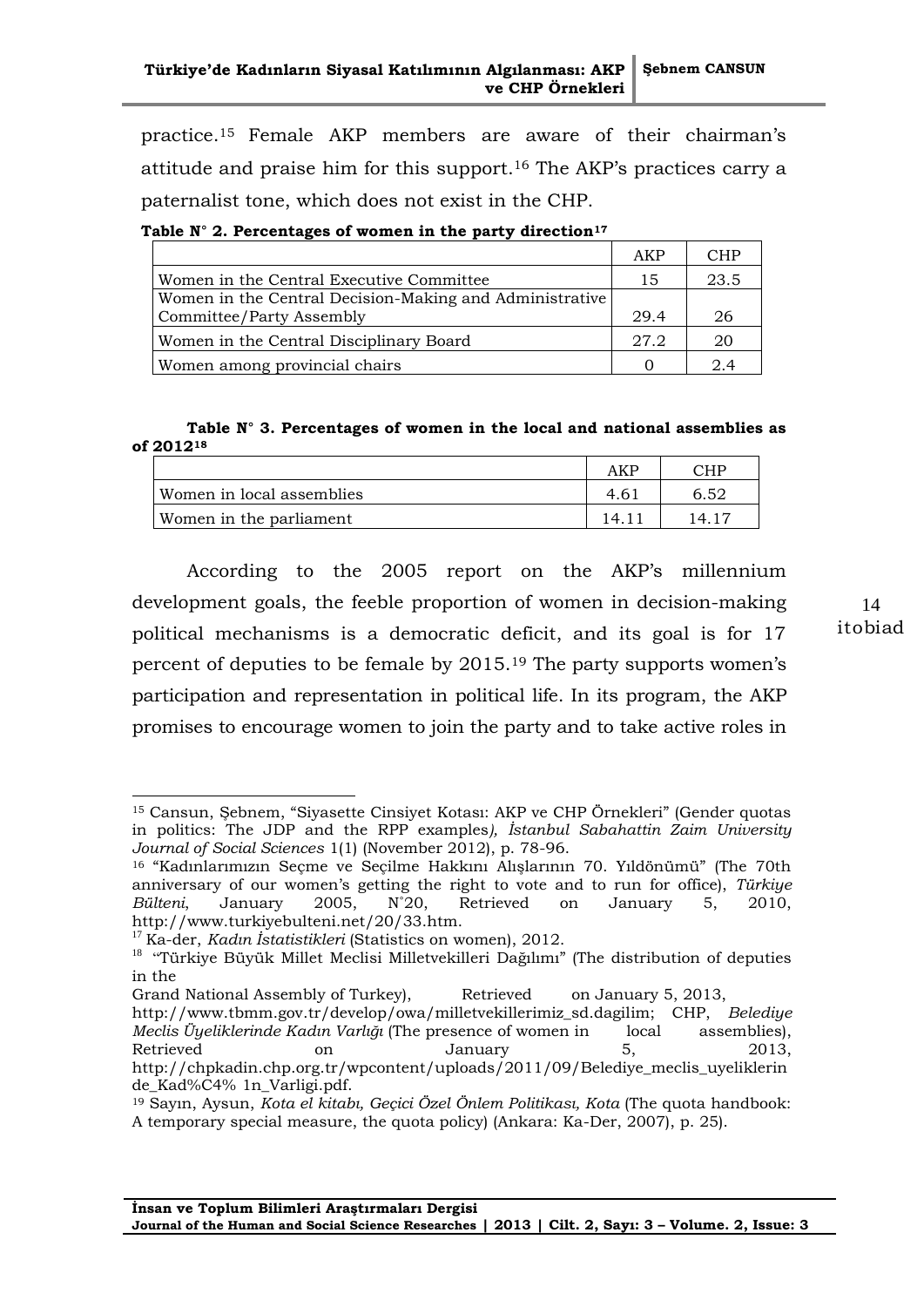practice.[15] Female AKP members are aware of their chairman's attitude and praise him for this support.[16] The AKP's practices carry a paternalist tone, which does not exist in the CHP.

**Table N° 2. Percentages of women in the party direction[17]**

| | AKP | CHP |
|---|---|---|
| Women in the Central Executive Committee | 15 | 23.5 |
| Women in the Central Decision-Making and Administrative Committee/Party Assembly | 29.4 | 26 |
| Women in the Central Disciplinary Board | 27.2 | 20 |
| Women among provincial chairs | 0 | 2.4 |

**Table N° 3. Percentages of women in the local and national assemblies as of 2012[18]**

| | AKP | CHP |
|---|---|---|
| Women in local assemblies | 4.61 | 6.52 |
| Women in the parliament | 14.11 | 14.17 |

According to the 2005 report on the AKP's millennium development goals, the feeble proportion of women in decision-making political mechanisms is a democratic deficit, and its goal is for 17 percent of deputies to be female by 2015.[19] The party supports women's participation and representation in political life. In its program, the AKP promises to encourage women to join the party and to take active roles in

---

[15] Cansun, Şebnem, "Siyasette Cinsiyet Kotası: AKP ve CHP Örnekleri" (Gender quotas in politics: The JDP and the RPP examples), *İstanbul Sabahattin Zaim University Journal of Social Sciences* 1(1) (November 2012), p. 78-96.

[16] "Kadınlarımızın Seçme ve Seçilme Hakkını Alışlarının 70. Yıldönümü" (The 70th anniversary of our women's getting the right to vote and to run for office), *Türkiye Bülteni*, January 2005, N°20, Retrieved on January 5, 2010, http://www.turkiyebulteni.net/20/33.htm.

[17] Ka-der, *Kadın İstatistikleri* (Statistics on women), 2012.

[18] "Türkiye Büyük Millet Meclisi Milletvekilleri Dağılımı" (The distribution of deputies in the Grand National Assembly of Turkey), Retrieved on January 5, 2013, http://www.tbmm.gov.tr/develop/owa/milletvekillerimiz_sd.dagilim; CHP, *Belediye Meclis Üyeliklerinde Kadın Varlığı* (The presence of women in local assemblies), Retrieved on January 5, 2013, http://chpkadin.chp.org.tr/wpcontent/uploads/2011/09/Belediye_meclis_uyeliklerinde_Kad%C4% 1n_Varligi.pdf.

[19] Sayın, Aysun, *Kota el kitabı, Geçici Özel Önlem Politikası, Kota* (The quota handbook: A temporary special measure, the quota policy) (Ankara: Ka-Der, 2007), p. 25).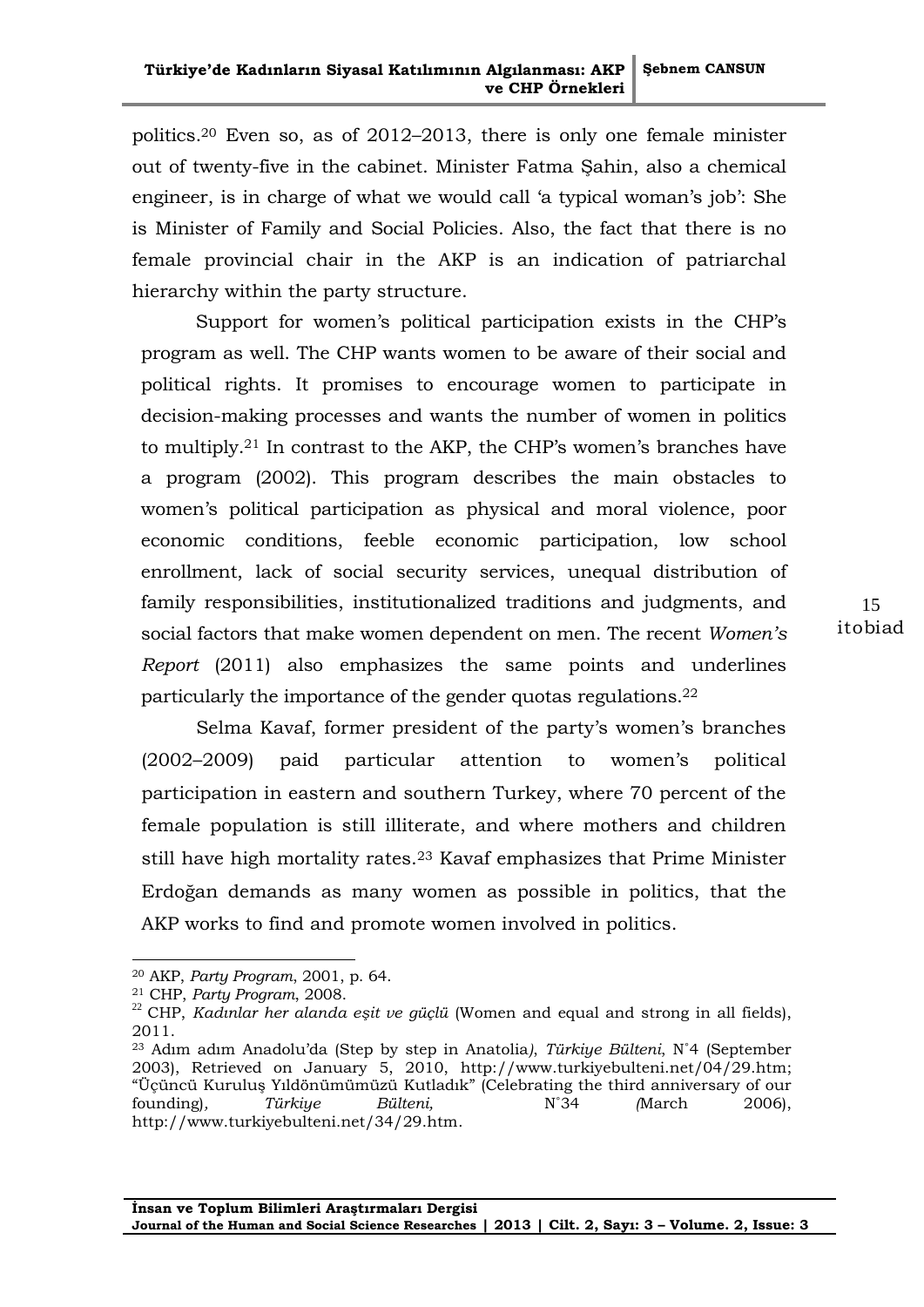politics.[20] Even so, as of 2012–2013, there is only one female minister out of twenty-five in the cabinet. Minister Fatma Şahin, also a chemical engineer, is in charge of what we would call 'a typical woman's job': She is Minister of Family and Social Policies. Also, the fact that there is no female provincial chair in the AKP is an indication of patriarchal hierarchy within the party structure.

Support for women's political participation exists in the CHP's program as well. The CHP wants women to be aware of their social and political rights. It promises to encourage women to participate in decision-making processes and wants the number of women in politics to multiply.[21] In contrast to the AKP, the CHP's women's branches have a program (2002). This program describes the main obstacles to women's political participation as physical and moral violence, poor economic conditions, feeble economic participation, low school enrollment, lack of social security services, unequal distribution of family responsibilities, institutionalized traditions and judgments, and social factors that make women dependent on men. The recent *Women's Report* (2011) also emphasizes the same points and underlines particularly the importance of the gender quotas regulations.[22]

Selma Kavaf, former president of the party's women's branches (2002–2009) paid particular attention to women's political participation in eastern and southern Turkey, where 70 percent of the female population is still illiterate, and where mothers and children still have high mortality rates.[23] Kavaf emphasizes that Prime Minister Erdoğan demands as many women as possible in politics, that the AKP works to find and promote women involved in politics.

---

[20] AKP, *Party Program*, 2001, p. 64.

[21] CHP, *Party Program*, 2008.

[22] CHP, *Kadınlar her alanda eşit ve güçlü* (Women and equal and strong in all fields), 2011.

[23] Adım adım Anadolu'da (Step by step in Anatolia), *Türkiye Bülteni*, N°4 (September 2003), Retrieved on January 5, 2010, http://www.turkiyebulteni.net/04/29.htm; "Üçüncü Kuruluş Yıldönümümüzü Kutladık" (Celebrating the third anniversary of our founding), *Türkiye Bülteni,* N°34 (March 2006), http://www.turkiyebulteni.net/34/29.htm.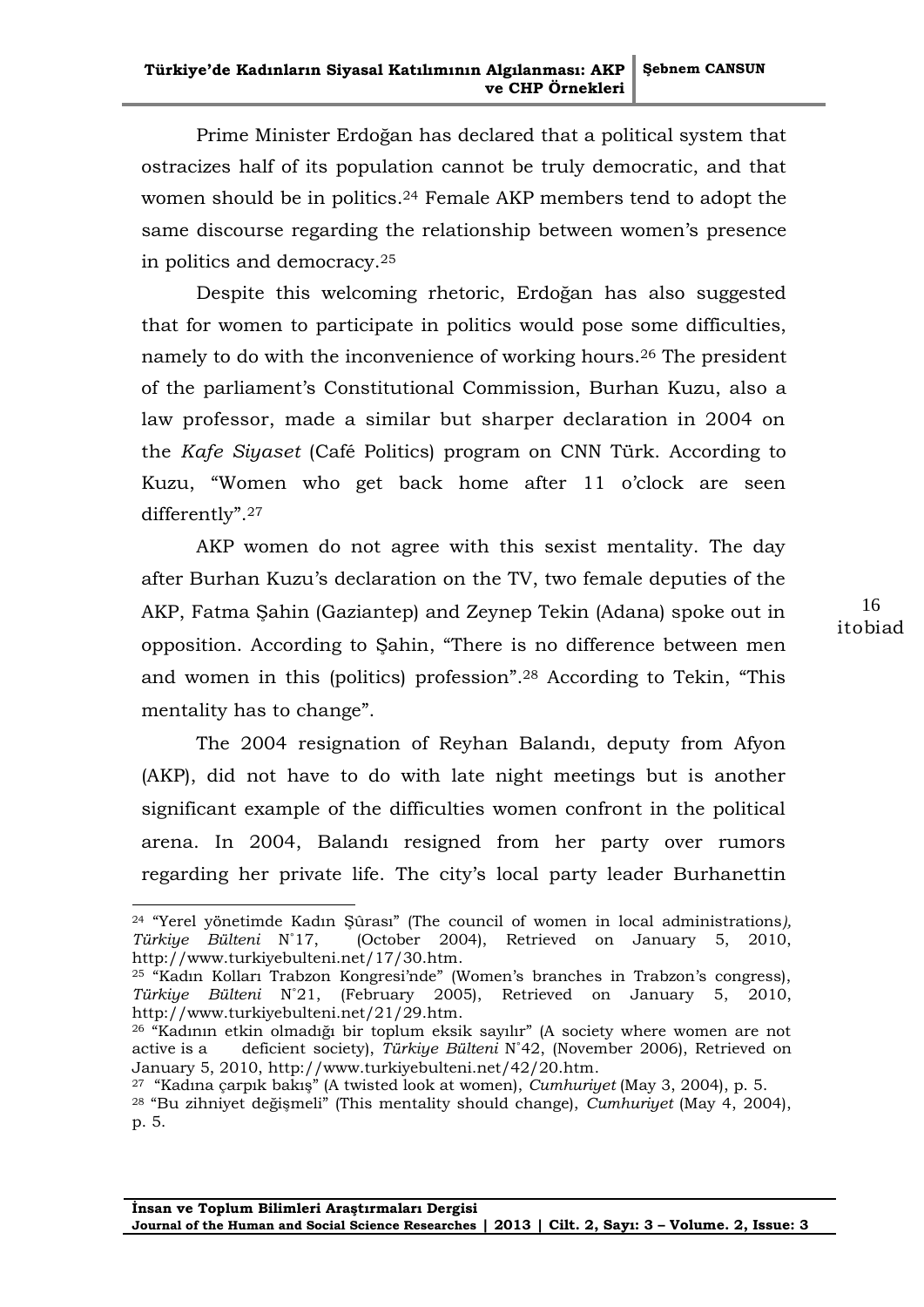Prime Minister Erdoğan has declared that a political system that ostracizes half of its population cannot be truly democratic, and that women should be in politics.[24] Female AKP members tend to adopt the same discourse regarding the relationship between women's presence in politics and democracy.[25]

Despite this welcoming rhetoric, Erdoğan has also suggested that for women to participate in politics would pose some difficulties, namely to do with the inconvenience of working hours.[26] The president of the parliament's Constitutional Commission, Burhan Kuzu, also a law professor, made a similar but sharper declaration in 2004 on the *Kafe Siyaset* (Café Politics) program on CNN Türk. According to Kuzu, "Women who get back home after 11 o'clock are seen differently".[27]

AKP women do not agree with this sexist mentality. The day after Burhan Kuzu's declaration on the TV, two female deputies of the AKP, Fatma Şahin (Gaziantep) and Zeynep Tekin (Adana) spoke out in opposition. According to Şahin, "There is no difference between men and women in this (politics) profession".[28] According to Tekin, "This mentality has to change".

The 2004 resignation of Reyhan Balandı, deputy from Afyon (AKP), did not have to do with late night meetings but is another significant example of the difficulties women confront in the political arena. In 2004, Balandı resigned from her party over rumors regarding her private life. The city's local party leader Burhanettin

---

[24] "Yerel yönetimde Kadın Şûrası" (The council of women in local administrations*),* *Türkiye Bülteni* N°17, (October 2004), Retrieved on January 5, 2010, http://www.turkiyebulteni.net/17/30.htm.

[25] "Kadın Kolları Trabzon Kongresi'nde" (Women's branches in Trabzon's congress), *Türkiye Bülteni* N°21, (February 2005), Retrieved on January 5, 2010, http://www.turkiyebulteni.net/21/29.htm.

[26] "Kadının etkin olmadığı bir toplum eksik sayılır" (A society where women are not active is a deficient society), *Türkiye Bülteni* N°42, (November 2006), Retrieved on January 5, 2010, http://www.turkiyebulteni.net/42/20.htm.

[27] "Kadına çarpık bakış" (A twisted look at women), *Cumhuriyet* (May 3, 2004), p. 5.

[28] "Bu zihniyet değişmeli" (This mentality should change), *Cumhuriyet* (May 4, 2004), p. 5.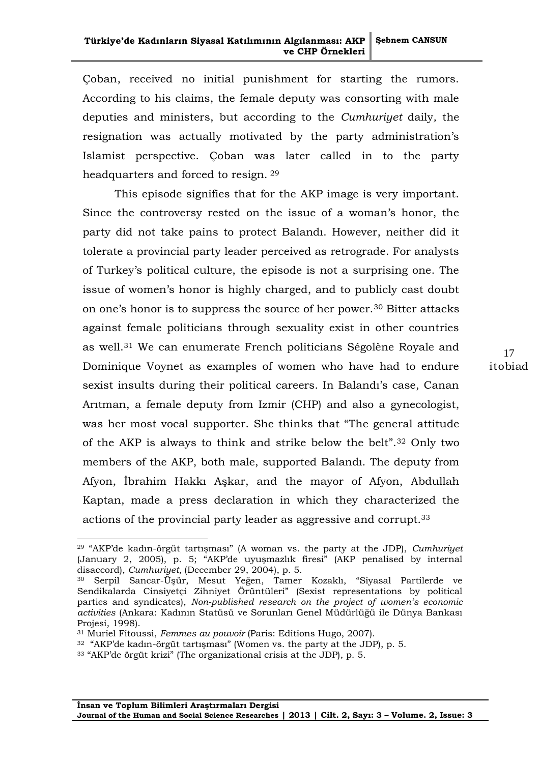Çoban, received no initial punishment for starting the rumors. According to his claims, the female deputy was consorting with male deputies and ministers, but according to the *Cumhuriyet* daily, the resignation was actually motivated by the party administration's Islamist perspective. Çoban was later called in to the party headquarters and forced to resign. [29]

This episode signifies that for the AKP image is very important. Since the controversy rested on the issue of a woman's honor, the party did not take pains to protect Balandı. However, neither did it tolerate a provincial party leader perceived as retrograde. For analysts of Turkey's political culture, the episode is not a surprising one. The issue of women's honor is highly charged, and to publicly cast doubt on one's honor is to suppress the source of her power.[30] Bitter attacks against female politicians through sexuality exist in other countries as well.[31] We can enumerate French politicians Ségolène Royale and Dominique Voynet as examples of women who have had to endure sexist insults during their political careers. In Balandı's case, Canan Arıtman, a female deputy from Izmir (CHP) and also a gynecologist, was her most vocal supporter. She thinks that "The general attitude of the AKP is always to think and strike below the belt".[32] Only two members of the AKP, both male, supported Balandı. The deputy from Afyon, İbrahim Hakkı Aşkar, and the mayor of Afyon, Abdullah Kaptan, made a press declaration in which they characterized the actions of the provincial party leader as aggressive and corrupt.[33]

---

[29] "AKP'de kadın-örgüt tartışması" (A woman vs. the party at the JDP), *Cumhuriyet* (January 2, 2005), p. 5; "AKP'de uyuşmazlık firesi" (AKP penalised by internal disaccord), *Cumhuriyet,* (December 29, 2004), p. 5.

[30] Serpil Sancar-Üşür, Mesut Yeğen, Tamer Kozaklı, "Siyasal Partilerde ve Sendikalarda Cinsiyetçi Zihniyet Örüntüleri" (Sexist representations by political parties and syndicates), *Non-published research on the project of women's economic activities* (Ankara: Kadının Statüsü ve Sorunları Genel Müdürlüğü ile Dünya Bankası Projesi, 1998).

[31] Muriel Fitoussi, *Femmes au pouvoir* (Paris: Editions Hugo, 2007).

[32] "AKP'de kadın-örgüt tartışması" (Women vs. the party at the JDP), p. 5.

[33] "AKP'de örgüt krizi" (The organizational crisis at the JDP), p. 5.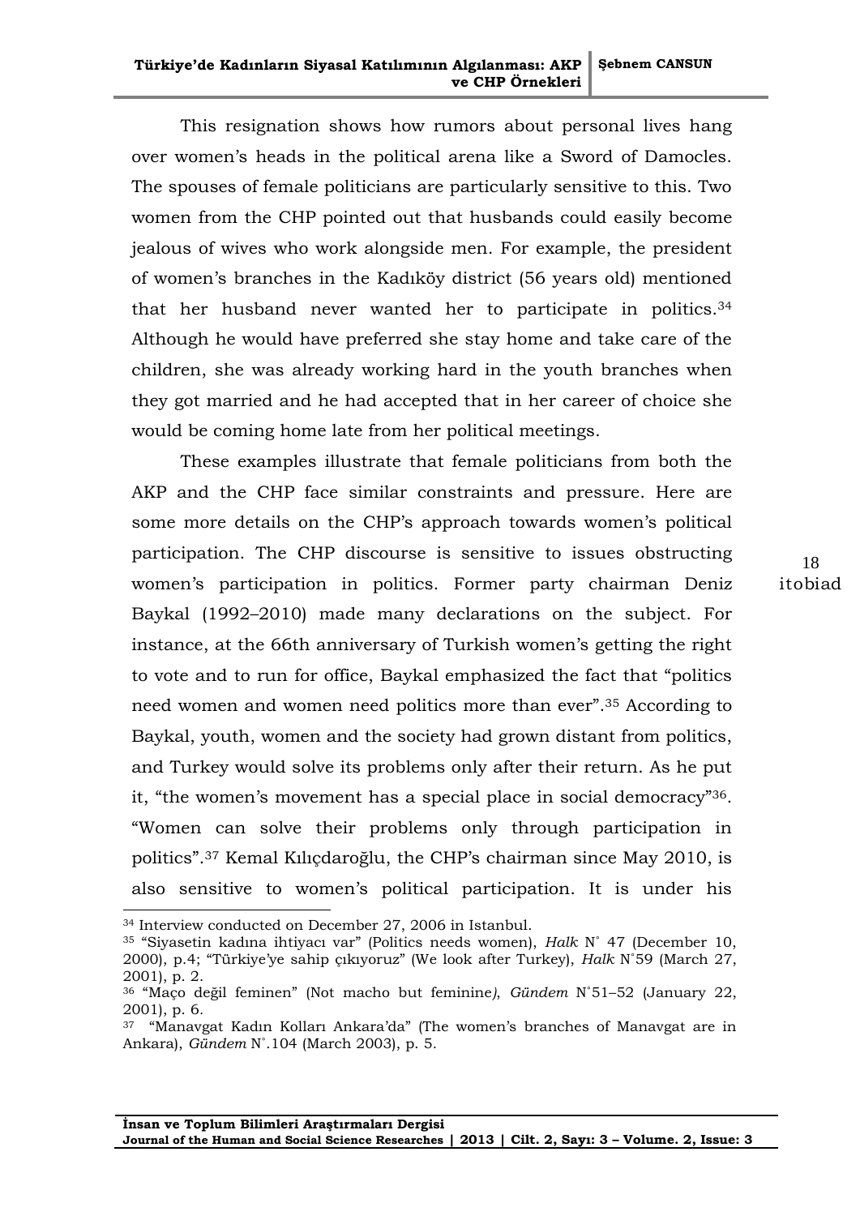This resignation shows how rumors about personal lives hang over women's heads in the political arena like a Sword of Damocles. The spouses of female politicians are particularly sensitive to this. Two women from the CHP pointed out that husbands could easily become jealous of wives who work alongside men. For example, the president of women's branches in the Kadıköy district (56 years old) mentioned that her husband never wanted her to participate in politics.[34] Although he would have preferred she stay home and take care of the children, she was already working hard in the youth branches when they got married and he had accepted that in her career of choice she would be coming home late from her political meetings.

These examples illustrate that female politicians from both the AKP and the CHP face similar constraints and pressure. Here are some more details on the CHP's approach towards women's political participation. The CHP discourse is sensitive to issues obstructing women's participation in politics. Former party chairman Deniz Baykal (1992–2010) made many declarations on the subject. For instance, at the 66th anniversary of Turkish women's getting the right to vote and to run for office, Baykal emphasized the fact that "politics need women and women need politics more than ever".[35] According to Baykal, youth, women and the society had grown distant from politics, and Turkey would solve its problems only after their return. As he put it, "the women's movement has a special place in social democracy"[36]. "Women can solve their problems only through participation in politics".[37] Kemal Kılıçdaroğlu, the CHP's chairman since May 2010, is also sensitive to women's political participation. It is under his

---

[34] Interview conducted on December 27, 2006 in Istanbul.

[35] "Siyasetin kadına ihtiyacı var" (Politics needs women), *Halk* N° 47 (December 10, 2000), p.4; "Türkiye'ye sahip çıkıyoruz" (We look after Turkey), *Halk* N°59 (March 27, 2001), p. 2.

[36] "Maço değil feminen" (Not macho but feminine), *Gündem* N°51–52 (January 22, 2001), p. 6.

[37] "Manavgat Kadın Kolları Ankara'da" (The women's branches of Manavgat are in Ankara), *Gündem* N°.104 (March 2003), p. 5.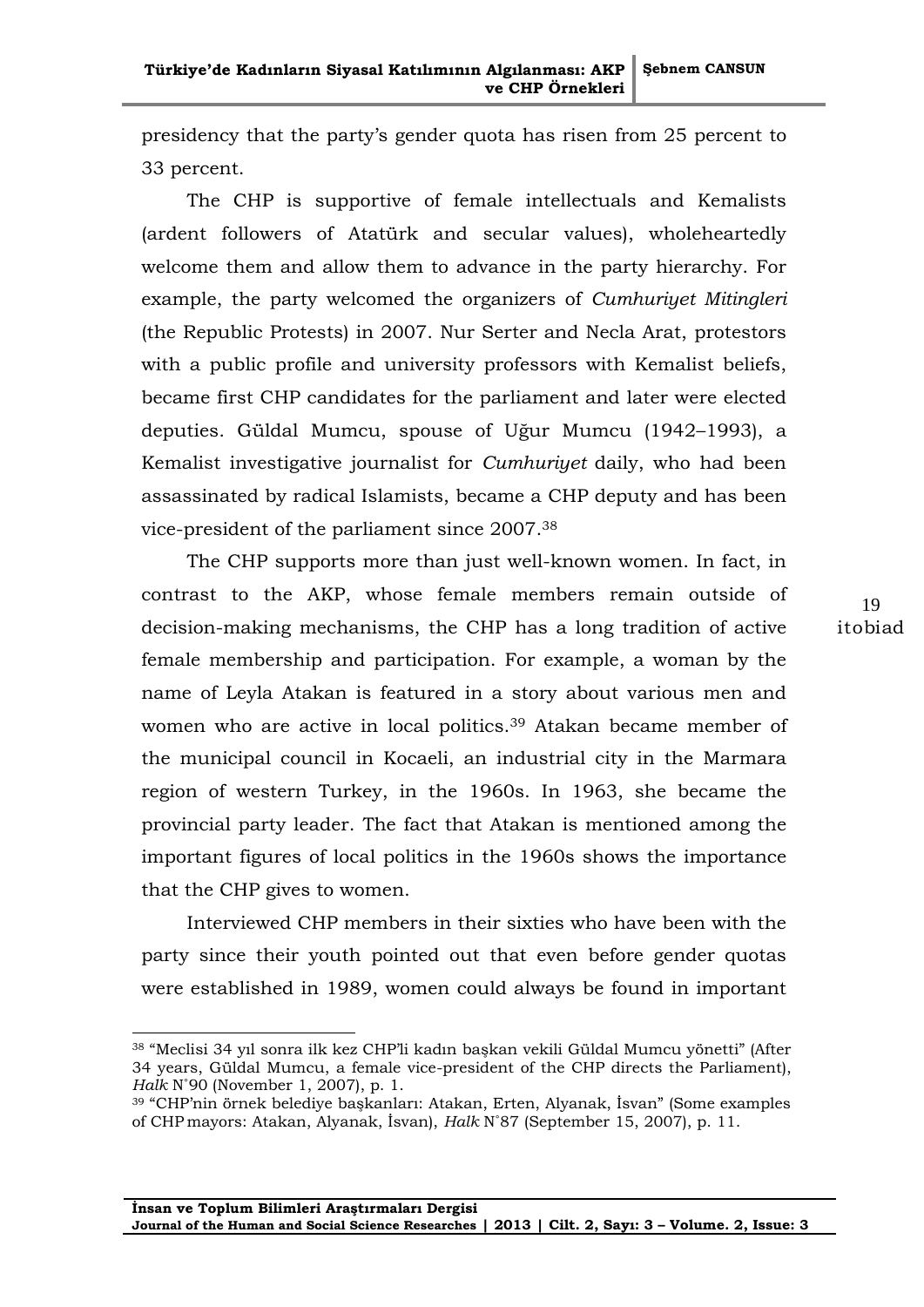presidency that the party's gender quota has risen from 25 percent to 33 percent.

The CHP is supportive of female intellectuals and Kemalists (ardent followers of Atatürk and secular values), wholeheartedly welcome them and allow them to advance in the party hierarchy. For example, the party welcomed the organizers of *Cumhuriyet Mitingleri* (the Republic Protests) in 2007. Nur Serter and Necla Arat, protestors with a public profile and university professors with Kemalist beliefs, became first CHP candidates for the parliament and later were elected deputies. Güldal Mumcu, spouse of Uğur Mumcu (1942–1993), a Kemalist investigative journalist for *Cumhuriyet* daily, who had been assassinated by radical Islamists, became a CHP deputy and has been vice-president of the parliament since 2007.[38]

The CHP supports more than just well-known women. In fact, in contrast to the AKP, whose female members remain outside of decision-making mechanisms, the CHP has a long tradition of active female membership and participation. For example, a woman by the name of Leyla Atakan is featured in a story about various men and women who are active in local politics.[39] Atakan became member of the municipal council in Kocaeli, an industrial city in the Marmara region of western Turkey, in the 1960s. In 1963, she became the provincial party leader. The fact that Atakan is mentioned among the important figures of local politics in the 1960s shows the importance that the CHP gives to women.

Interviewed CHP members in their sixties who have been with the party since their youth pointed out that even before gender quotas were established in 1989, women could always be found in important

---

[38] "Meclisi 34 yıl sonra ilk kez CHP'li kadın başkan vekili Güldal Mumcu yönetti" (After 34 years, Güldal Mumcu, a female vice-president of the CHP directs the Parliament), *Halk* N°90 (November 1, 2007), p. 1.

[39] "CHP'nin örnek belediye başkanları: Atakan, Erten, Alyanak, İsvan" (Some examples of CHP mayors: Atakan, Alyanak, İsvan), *Halk* N°87 (September 15, 2007), p. 11.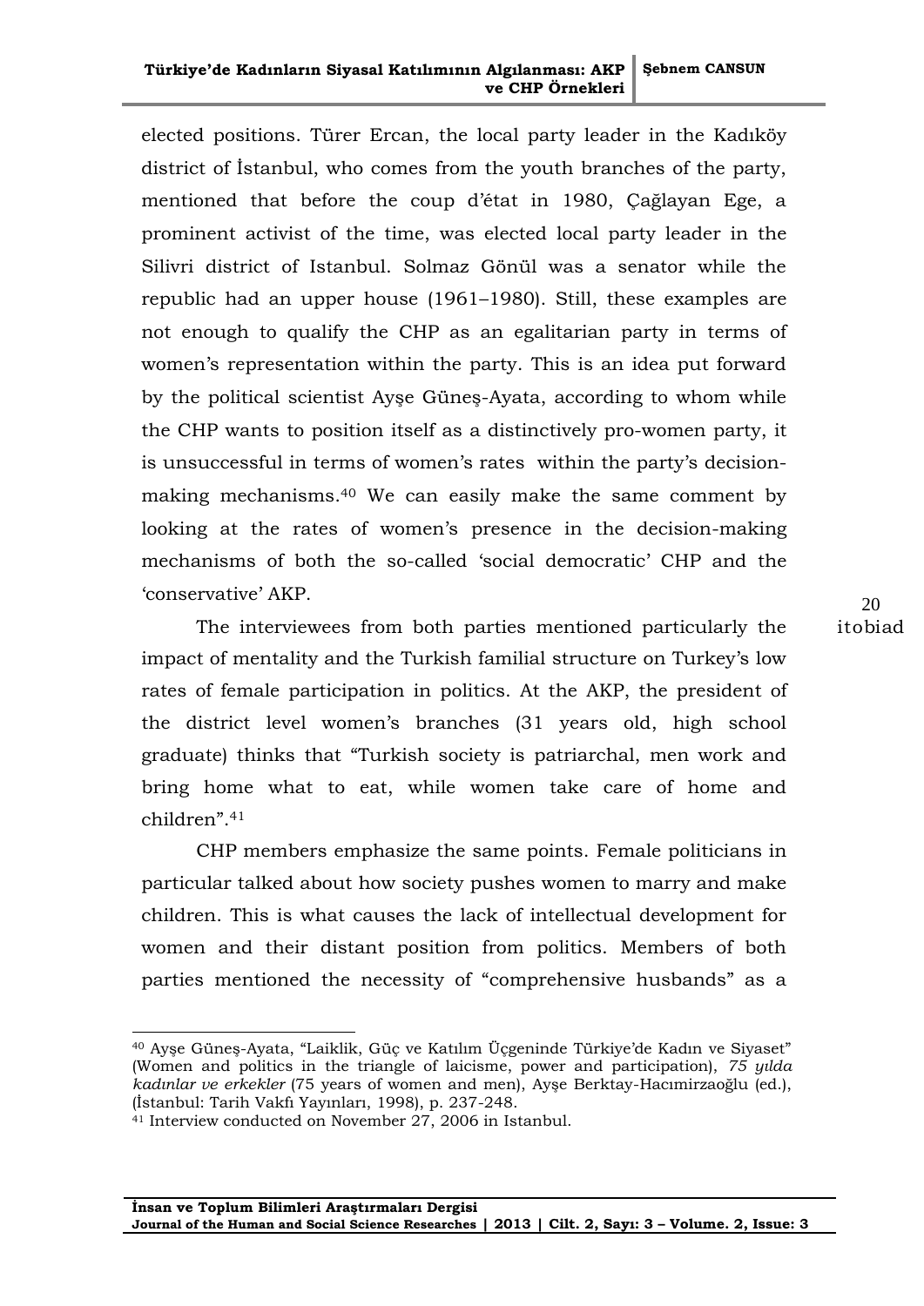elected positions. Türer Ercan, the local party leader in the Kadıköy district of İstanbul, who comes from the youth branches of the party, mentioned that before the coup d'état in 1980, Çağlayan Ege, a prominent activist of the time, was elected local party leader in the Silivri district of Istanbul. Solmaz Gönül was a senator while the republic had an upper house (1961–1980). Still, these examples are not enough to qualify the CHP as an egalitarian party in terms of women's representation within the party. This is an idea put forward by the political scientist Ayşe Güneş-Ayata, according to whom while the CHP wants to position itself as a distinctively pro-women party, it is unsuccessful in terms of women's rates within the party's decision-making mechanisms.[40] We can easily make the same comment by looking at the rates of women's presence in the decision-making mechanisms of both the so-called 'social democratic' CHP and the 'conservative' AKP.

The interviewees from both parties mentioned particularly the impact of mentality and the Turkish familial structure on Turkey's low rates of female participation in politics. At the AKP, the president of the district level women's branches (31 years old, high school graduate) thinks that "Turkish society is patriarchal, men work and bring home what to eat, while women take care of home and children".[41]

CHP members emphasize the same points. Female politicians in particular talked about how society pushes women to marry and make children. This is what causes the lack of intellectual development for women and their distant position from politics. Members of both parties mentioned the necessity of "comprehensive husbands" as a

---

[40] Ayşe Güneş-Ayata, "Laiklik, Güç ve Katılım Üçgeninde Türkiye'de Kadın ve Siyaset" (Women and politics in the triangle of laicisme, power and participation), *75 yılda kadınlar ve erkekler* (75 years of women and men), Ayşe Berktay-Hacımirzaoğlu (ed.), (İstanbul: Tarih Vakfı Yayınları, 1998), p. 237-248.

[41] Interview conducted on November 27, 2006 in Istanbul.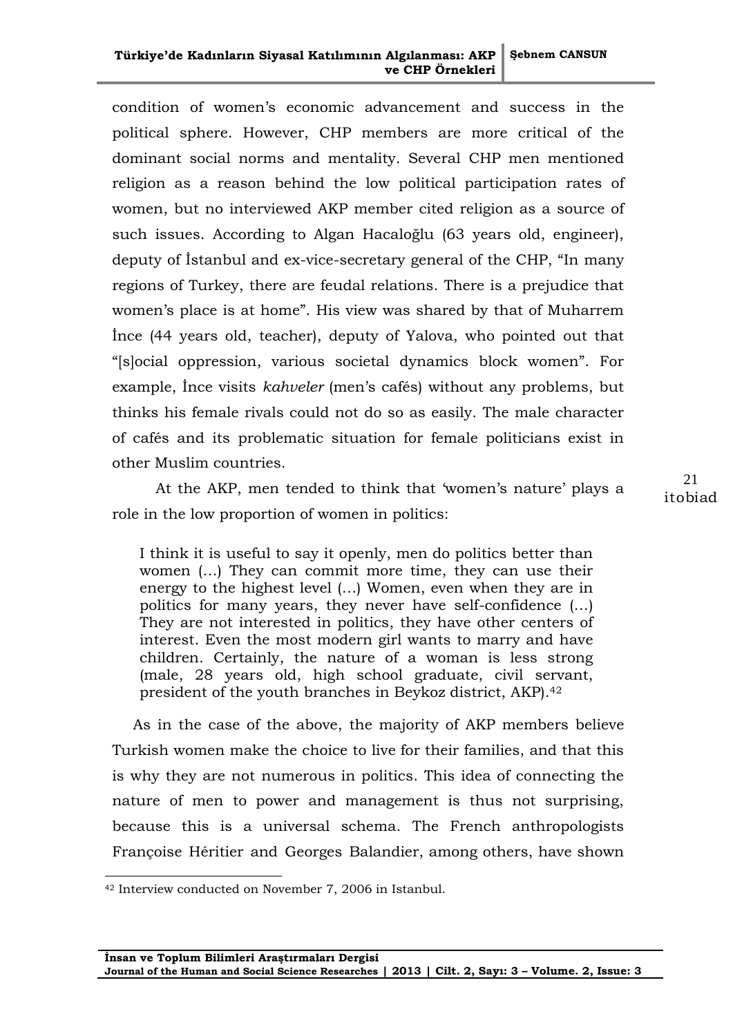condition of women's economic advancement and success in the political sphere. However, CHP members are more critical of the dominant social norms and mentality. Several CHP men mentioned religion as a reason behind the low political participation rates of women, but no interviewed AKP member cited religion as a source of such issues. According to Algan Hacaloğlu (63 years old, engineer), deputy of İstanbul and ex-vice-secretary general of the CHP, "In many regions of Turkey, there are feudal relations. There is a prejudice that women's place is at home". His view was shared by that of Muharrem İnce (44 years old, teacher), deputy of Yalova, who pointed out that "[s]ocial oppression, various societal dynamics block women". For example, İnce visits *kahveler* (men's cafés) without any problems, but thinks his female rivals could not do so as easily. The male character of cafés and its problematic situation for female politicians exist in other Muslim countries.

At the AKP, men tended to think that 'women's nature' plays a role in the low proportion of women in politics:

> I think it is useful to say it openly, men do politics better than women (…) They can commit more time, they can use their energy to the highest level (…) Women, even when they are in politics for many years, they never have self-confidence (…) They are not interested in politics, they have other centers of interest. Even the most modern girl wants to marry and have children. Certainly, the nature of a woman is less strong (male, 28 years old, high school graduate, civil servant, president of the youth branches in Beykoz district, AKP).[42]

As in the case of the above, the majority of AKP members believe Turkish women make the choice to live for their families, and that this is why they are not numerous in politics. This idea of connecting the nature of men to power and management is thus not surprising, because this is a universal schema. The French anthropologists Françoise Héritier and Georges Balandier, among others, have shown

---

[42] Interview conducted on November 7, 2006 in Istanbul.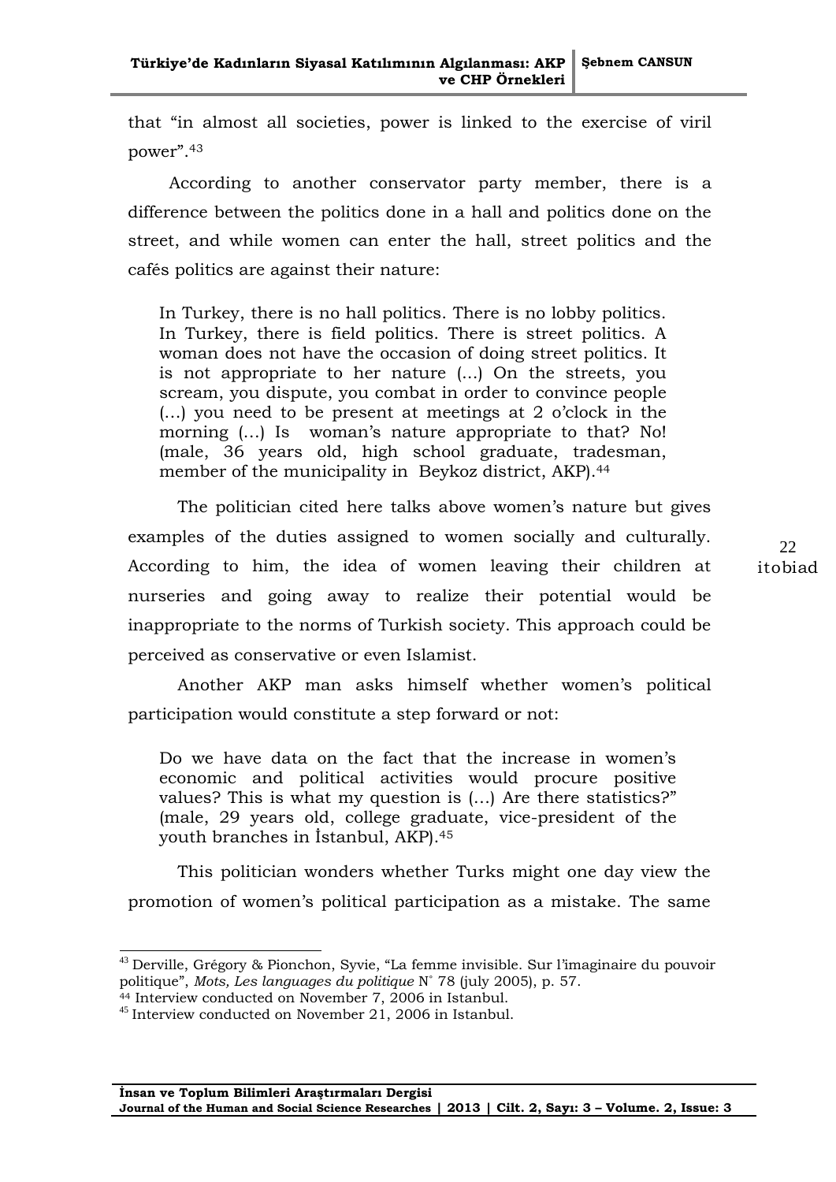that "in almost all societies, power is linked to the exercise of viril power".[43]

According to another conservator party member, there is a difference between the politics done in a hall and politics done on the street, and while women can enter the hall, street politics and the cafés politics are against their nature:

> In Turkey, there is no hall politics. There is no lobby politics. In Turkey, there is field politics. There is street politics. A woman does not have the occasion of doing street politics. It is not appropriate to her nature (...) On the streets, you scream, you dispute, you combat in order to convince people (…) you need to be present at meetings at 2 o'clock in the morning (…) Is woman's nature appropriate to that? No! (male, 36 years old, high school graduate, tradesman, member of the municipality in Beykoz district, AKP).[44]

The politician cited here talks above women's nature but gives examples of the duties assigned to women socially and culturally. According to him, the idea of women leaving their children at nurseries and going away to realize their potential would be inappropriate to the norms of Turkish society. This approach could be perceived as conservative or even Islamist.

Another AKP man asks himself whether women's political participation would constitute a step forward or not:

> Do we have data on the fact that the increase in women's economic and political activities would procure positive values? This is what my question is (…) Are there statistics?" (male, 29 years old, college graduate, vice-president of the youth branches in İstanbul, AKP).[45]

This politician wonders whether Turks might one day view the promotion of women's political participation as a mistake. The same

---

[43] Derville, Grégory & Pionchon, Syvie, "La femme invisible. Sur l'imaginaire du pouvoir politique", *Mots, Les languages du politique* N° 78 (july 2005), p. 57.

[44] Interview conducted on November 7, 2006 in Istanbul.

[45] Interview conducted on November 21, 2006 in Istanbul.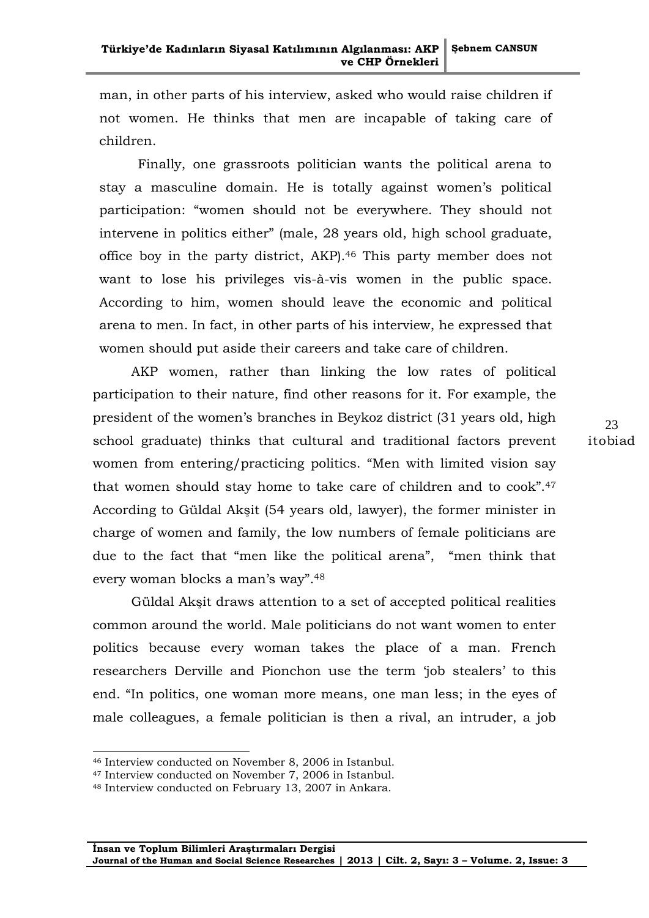man, in other parts of his interview, asked who would raise children if not women. He thinks that men are incapable of taking care of children.

Finally, one grassroots politician wants the political arena to stay a masculine domain. He is totally against women's political participation: "women should not be everywhere. They should not intervene in politics either" (male, 28 years old, high school graduate, office boy in the party district, AKP).[46] This party member does not want to lose his privileges vis-à-vis women in the public space. According to him, women should leave the economic and political arena to men. In fact, in other parts of his interview, he expressed that women should put aside their careers and take care of children.

AKP women, rather than linking the low rates of political participation to their nature, find other reasons for it. For example, the president of the women's branches in Beykoz district (31 years old, high school graduate) thinks that cultural and traditional factors prevent women from entering/practicing politics. "Men with limited vision say that women should stay home to take care of children and to cook".[47] According to Güldal Akşit (54 years old, lawyer), the former minister in charge of women and family, the low numbers of female politicians are due to the fact that "men like the political arena", "men think that every woman blocks a man's way".[48]

Güldal Akşit draws attention to a set of accepted political realities common around the world. Male politicians do not want women to enter politics because every woman takes the place of a man. French researchers Derville and Pionchon use the term 'job stealers' to this end. "In politics, one woman more means, one man less; in the eyes of male colleagues, a female politician is then a rival, an intruder, a job

---

[46] Interview conducted on November 8, 2006 in Istanbul.

[47] Interview conducted on November 7, 2006 in Istanbul.

[48] Interview conducted on February 13, 2007 in Ankara.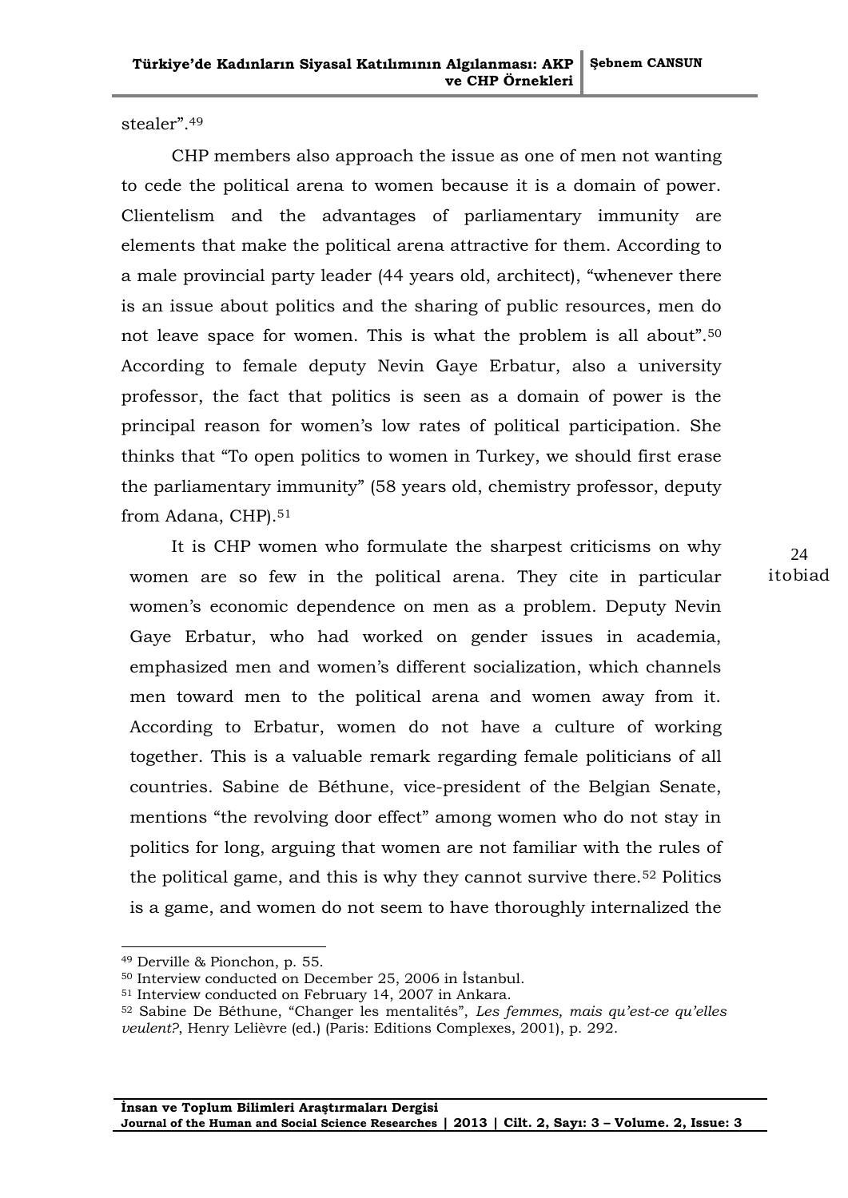stealer".[49]

CHP members also approach the issue as one of men not wanting to cede the political arena to women because it is a domain of power. Clientelism and the advantages of parliamentary immunity are elements that make the political arena attractive for them. According to a male provincial party leader (44 years old, architect), "whenever there is an issue about politics and the sharing of public resources, men do not leave space for women. This is what the problem is all about".[50] According to female deputy Nevin Gaye Erbatur, also a university professor, the fact that politics is seen as a domain of power is the principal reason for women's low rates of political participation. She thinks that "To open politics to women in Turkey, we should first erase the parliamentary immunity" (58 years old, chemistry professor, deputy from Adana, CHP).[51]

It is CHP women who formulate the sharpest criticisms on why women are so few in the political arena. They cite in particular women's economic dependence on men as a problem. Deputy Nevin Gaye Erbatur, who had worked on gender issues in academia, emphasized men and women's different socialization, which channels men toward men to the political arena and women away from it. According to Erbatur, women do not have a culture of working together. This is a valuable remark regarding female politicians of all countries. Sabine de Béthune, vice-president of the Belgian Senate, mentions "the revolving door effect" among women who do not stay in politics for long, arguing that women are not familiar with the rules of the political game, and this is why they cannot survive there.[52] Politics is a game, and women do not seem to have thoroughly internalized the

---

[49] Derville & Pionchon, p. 55.

[50] Interview conducted on December 25, 2006 in İstanbul.

[51] Interview conducted on February 14, 2007 in Ankara.

[52] Sabine De Béthune, "Changer les mentalités", *Les femmes, mais qu'est-ce qu'elles veulent?*, Henry Lelièvre (ed.) (Paris: Editions Complexes, 2001), p. 292.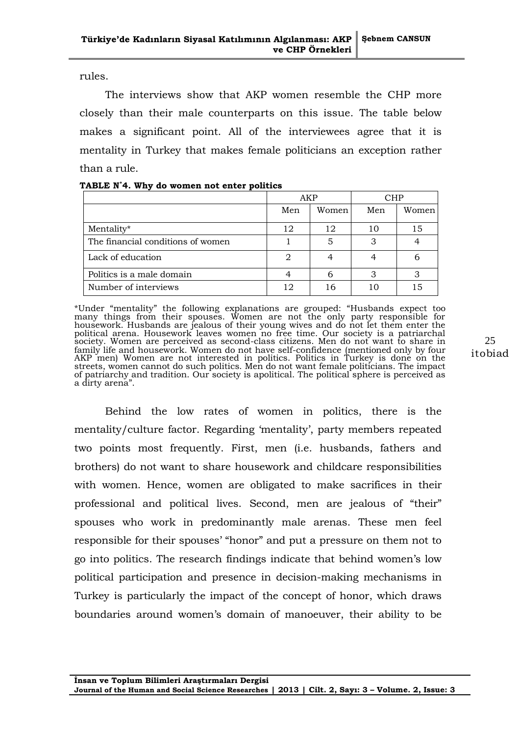rules.

The interviews show that AKP women resemble the CHP more closely than their male counterparts on this issue. The table below makes a significant point. All of the interviewees agree that it is mentality in Turkey that makes female politicians an exception rather than a rule.

**TABLE N°4. Why do women not enter politics**

| | AKP | | CHP | |
|---|---|---|---|---|
| | Men | Women | Men | Women |
| Mentality* | 12 | 12 | 10 | 15 |
| The financial conditions of women | 1 | 5 | 3 | 4 |
| Lack of education | 2 | 4 | 4 | 6 |
| Politics is a male domain | 4 | 6 | 3 | 3 |
| Number of interviews | 12 | 16 | 10 | 15 |

*Under "mentality" the following explanations are grouped: "Husbands expect too many things from their spouses. Women are not the only party responsible for housework. Husbands are jealous of their young wives and do not let them enter the political arena. Housework leaves women no free time. Our society is a patriarchal society. Women are perceived as second-class citizens. Men do not want to share in family life and housework. Women do not have self-confidence (mentioned only by four AKP men) Women are not interested in politics. Politics in Turkey is done on the streets, women cannot do such politics. Men do not want female politicians. The impact of patriarchy and tradition. Our society is apolitical. The political sphere is perceived as a dirty arena".

Behind the low rates of women in politics, there is the mentality/culture factor. Regarding 'mentality', party members repeated two points most frequently. First, men (i.e. husbands, fathers and brothers) do not want to share housework and childcare responsibilities with women. Hence, women are obligated to make sacrifices in their professional and political lives. Second, men are jealous of "their" spouses who work in predominantly male arenas. These men feel responsible for their spouses' "honor" and put a pressure on them not to go into politics. The research findings indicate that behind women's low political participation and presence in decision-making mechanisms in Turkey is particularly the impact of the concept of honor, which draws boundaries around women's domain of manoeuver, their ability to be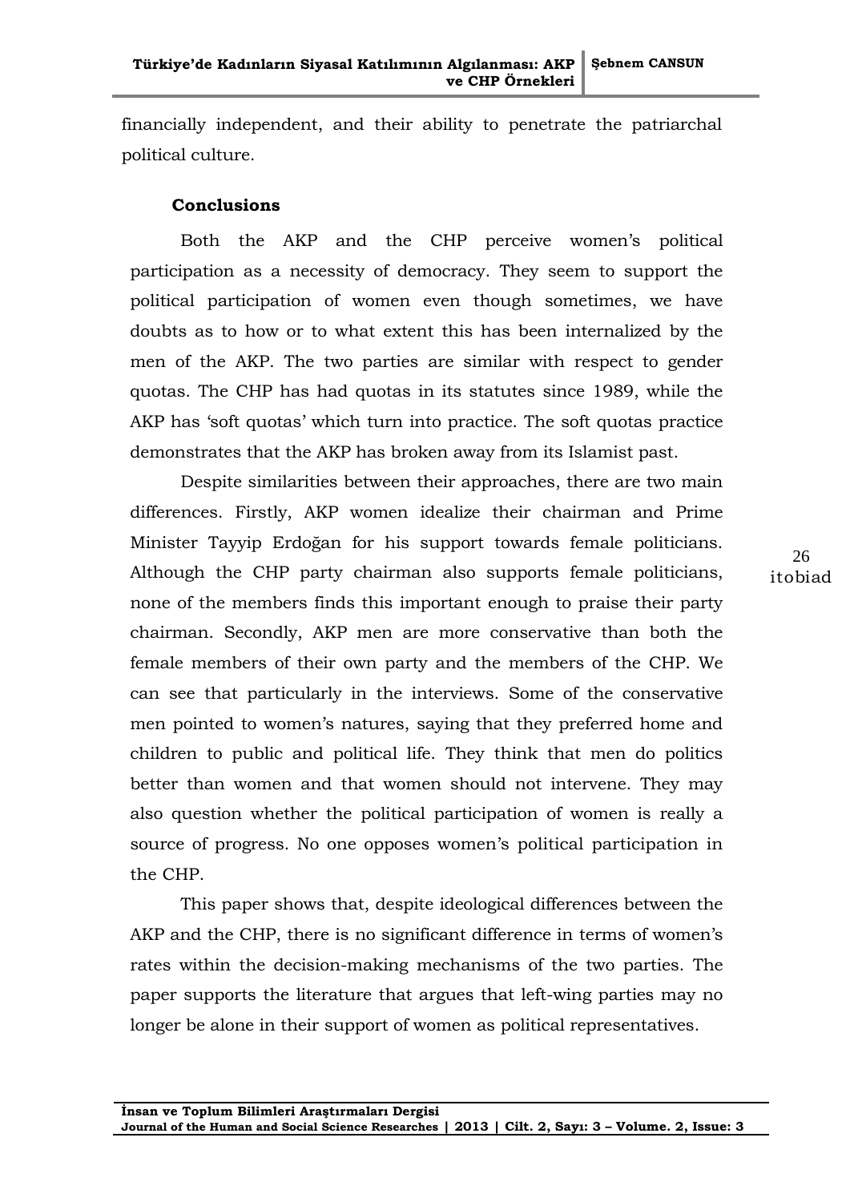financially independent, and their ability to penetrate the patriarchal political culture.

## Conclusions

Both the AKP and the CHP perceive women's political participation as a necessity of democracy. They seem to support the political participation of women even though sometimes, we have doubts as to how or to what extent this has been internalized by the men of the AKP. The two parties are similar with respect to gender quotas. The CHP has had quotas in its statutes since 1989, while the AKP has 'soft quotas' which turn into practice. The soft quotas practice demonstrates that the AKP has broken away from its Islamist past.

Despite similarities between their approaches, there are two main differences. Firstly, AKP women idealize their chairman and Prime Minister Tayyip Erdoğan for his support towards female politicians. Although the CHP party chairman also supports female politicians, none of the members finds this important enough to praise their party chairman. Secondly, AKP men are more conservative than both the female members of their own party and the members of the CHP. We can see that particularly in the interviews. Some of the conservative men pointed to women's natures, saying that they preferred home and children to public and political life. They think that men do politics better than women and that women should not intervene. They may also question whether the political participation of women is really a source of progress. No one opposes women's political participation in the CHP.

This paper shows that, despite ideological differences between the AKP and the CHP, there is no significant difference in terms of women's rates within the decision-making mechanisms of the two parties. The paper supports the literature that argues that left-wing parties may no longer be alone in their support of women as political representatives.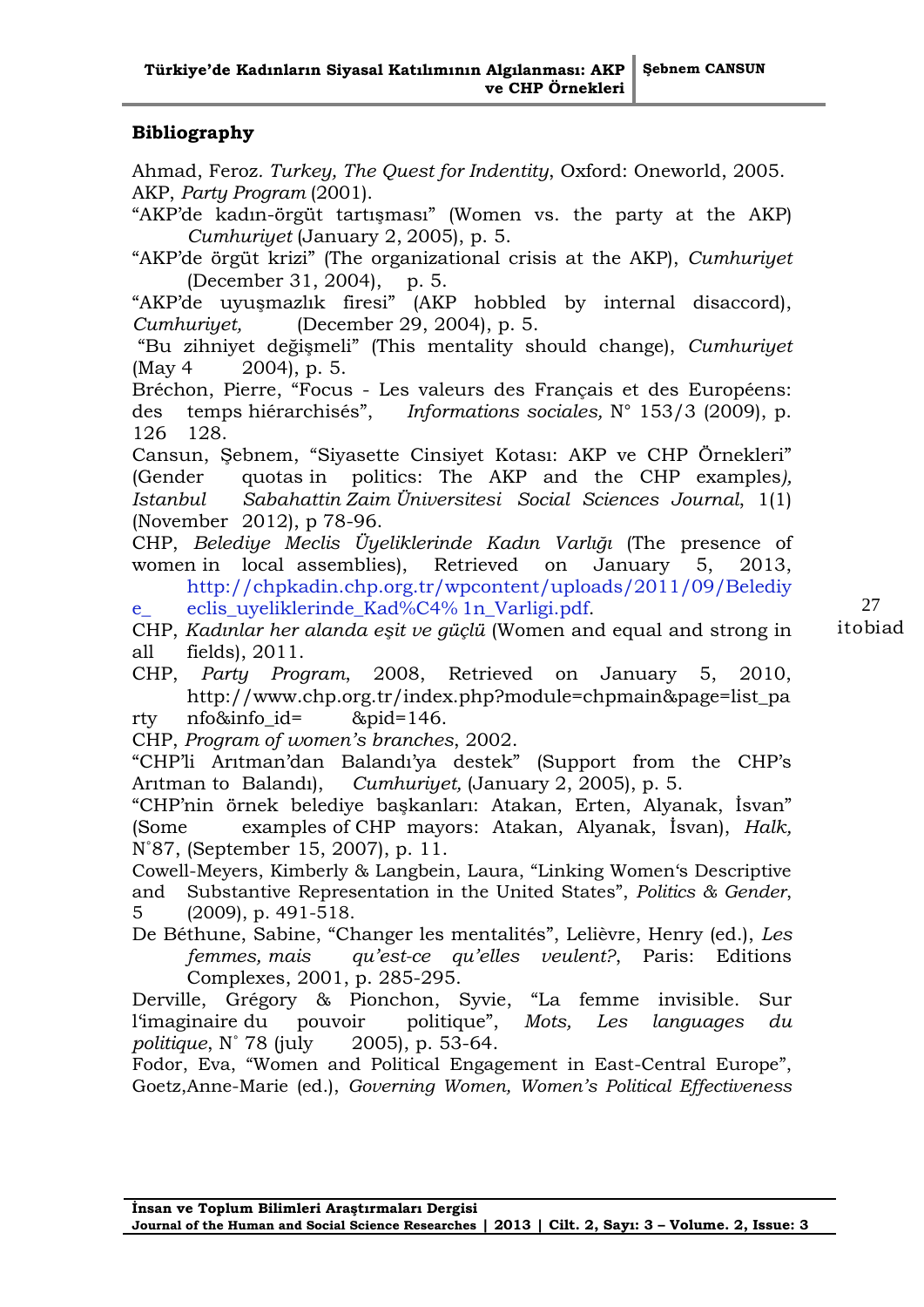## Bibliography

Ahmad, Feroz. *Turkey, The Quest for Indentity*, Oxford: Oneworld, 2005.

AKP, *Party Program* (2001).

"AKP'de kadın-örgüt tartışması" (Women vs. the party at the AKP) *Cumhuriyet* (January 2, 2005), p. 5.

"AKP'de örgüt krizi" (The organizational crisis at the AKP), *Cumhuriyet* (December 31, 2004), p. 5.

"AKP'de uyuşmazlık firesi" (AKP hobbled by internal disaccord), *Cumhuriyet,* (December 29, 2004), p. 5.

"Bu zihniyet değişmeli" (This mentality should change), *Cumhuriyet* (May 4 2004), p. 5.

Bréchon, Pierre, "Focus - Les valeurs des Français et des Européens: des temps hiérarchisés", *Informations sociales,* N° 153/3 (2009), p. 126 128.

Cansun, Şebnem, "Siyasette Cinsiyet Kotası: AKP ve CHP Örnekleri" (Gender quotas in politics: The AKP and the CHP examples*), Istanbul Sabahattin Zaim Üniversitesi Social Sciences Journal*, 1(1) (November 2012), p 78-96.

CHP, *Belediye Meclis Üyeliklerinde Kadın Varlığı* (The presence of women in local assemblies), Retrieved on January 5, 2013, http://chpkadin.chp.org.tr/wpcontent/uploads/2011/09/Belediye_ eclis_uyeliklerinde_Kad%C4% 1n_Varligi.pdf.

CHP, *Kadınlar her alanda eşit ve güçlü* (Women and equal and strong in all fields), 2011.

CHP, *Party Program*, 2008, Retrieved on January 5, 2010, http://www.chp.org.tr/index.php?module=chpmain&page=list_pa rty nfo&info_id= &pid=146.

CHP, *Program of women's branches*, 2002.

"CHP'li Arıtman'dan Balandı'ya destek" (Support from the CHP's Arıtman to Balandı), *Cumhuriyet,* (January 2, 2005), p. 5.

"CHP'nin örnek belediye başkanları: Atakan, Erten, Alyanak, İsvan" (Some examples of CHP mayors: Atakan, Alyanak, İsvan), *Halk,* N°87, (September 15, 2007), p. 11.

Cowell-Meyers, Kimberly & Langbein, Laura, "Linking Women's Descriptive and Substantive Representation in the United States", *Politics & Gender*, 5 (2009), p. 491-518.

De Béthune, Sabine, "Changer les mentalités", Lelièvre, Henry (ed.), *Les femmes, mais qu'est-ce qu'elles veulent?*, Paris: Editions Complexes, 2001, p. 285-295.

Derville, Grégory & Pionchon, Syvie, "La femme invisible. Sur l'imaginaire du pouvoir politique", *Mots, Les languages du politique*, N° 78 (july 2005), p. 53-64.

Fodor, Eva, "Women and Political Engagement in East-Central Europe", Goetz,Anne-Marie (ed.), *Governing Women, Women's Political Effectiveness*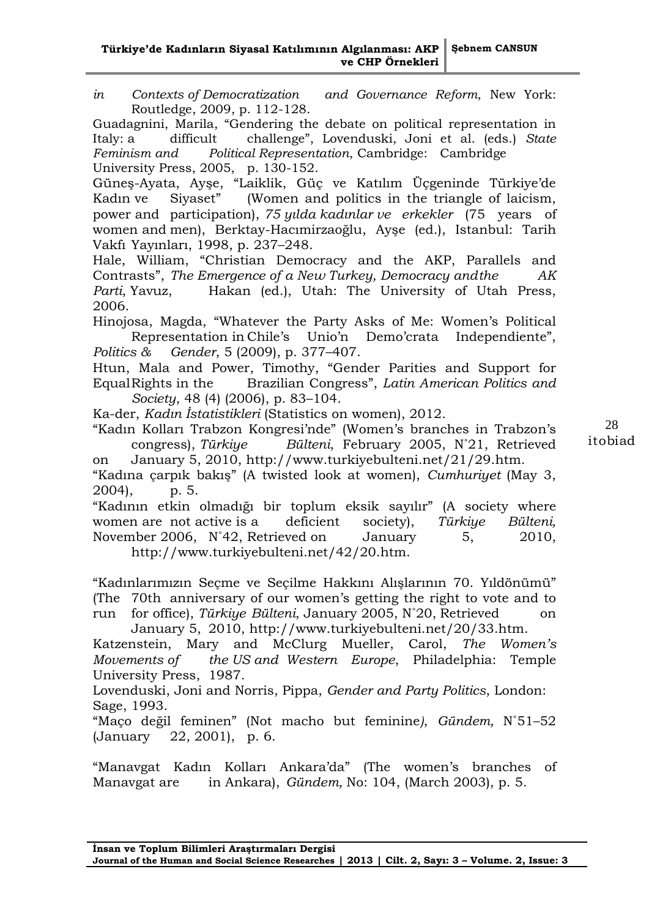*in Contexts of Democratization and Governance Reform*, New York: Routledge, 2009, p. 112-128.

Guadagnini, Marila, "Gendering the debate on political representation in Italy: a difficult challenge", Lovenduski, Joni et al. (eds.) *State Feminism and Political Representation*, Cambridge: Cambridge University Press, 2005, p. 130-152.

Güneş-Ayata, Ayşe, "Laiklik, Güç ve Katılım Üçgeninde Türkiye'de Kadın ve Siyaset" (Women and politics in the triangle of laicism, power and participation), *75 yılda kadınlar ve erkekler* (75 years of women and men), Berktay-Hacımirzaoğlu, Ayşe (ed.), Istanbul: Tarih Vakfı Yayınları, 1998, p. 237–248.

Hale, William, "Christian Democracy and the AKP, Parallels and Contrasts", *The Emergence of a New Turkey, Democracy and the AK Parti*, Yavuz, Hakan (ed.), Utah: The University of Utah Press, 2006.

Hinojosa, Magda, "Whatever the Party Asks of Me: Women's Political Representation in Chile's Unio'n Demo'crata Independiente", *Politics & Gender*, 5 (2009), p. 377–407.

Htun, Mala and Power, Timothy, "Gender Parities and Support for Equal Rights in the Brazilian Congress", *Latin American Politics and Society*, 48 (4) (2006), p. 83–104.

Ka-der, *Kadın İstatistikleri* (Statistics on women), 2012.

"Kadın Kolları Trabzon Kongresi'nde" (Women's branches in Trabzon's congress), *Türkiye Bülteni*, February 2005, N°21, Retrieved on January 5, 2010, http://www.turkiyebulteni.net/21/29.htm.

"Kadına çarpık bakış" (A twisted look at women), *Cumhuriyet* (May 3, 2004), p. 5.

"Kadının etkin olmadığı bir toplum eksik sayılır" (A society where women are not active is a deficient society), *Türkiye Bülteni,* November 2006, N°42, Retrieved on January 5, 2010, http://www.turkiyebulteni.net/42/20.htm.

"Kadınlarımızın Seçme ve Seçilme Hakkını Alışlarının 70. Yıldönümü" (The 70th anniversary of our women's getting the right to vote and to run for office), *Türkiye Bülteni*, January 2005, N°20, Retrieved on January 5, 2010, http://www.turkiyebulteni.net/20/33.htm.

Katzenstein, Mary and McClurg Mueller, Carol, *The Women's Movements of the US and Western Europe*, Philadelphia: Temple University Press, 1987.

Lovenduski, Joni and Norris, Pippa, *Gender and Party Politics*, London: Sage, 1993.

"Maço değil feminen" (Not macho but feminine), *Gündem,* N°51–52 (January 22, 2001), p. 6.

"Manavgat Kadın Kolları Ankara'da" (The women's branches of Manavgat are in Ankara), *Gündem,* No: 104, (March 2003), p. 5.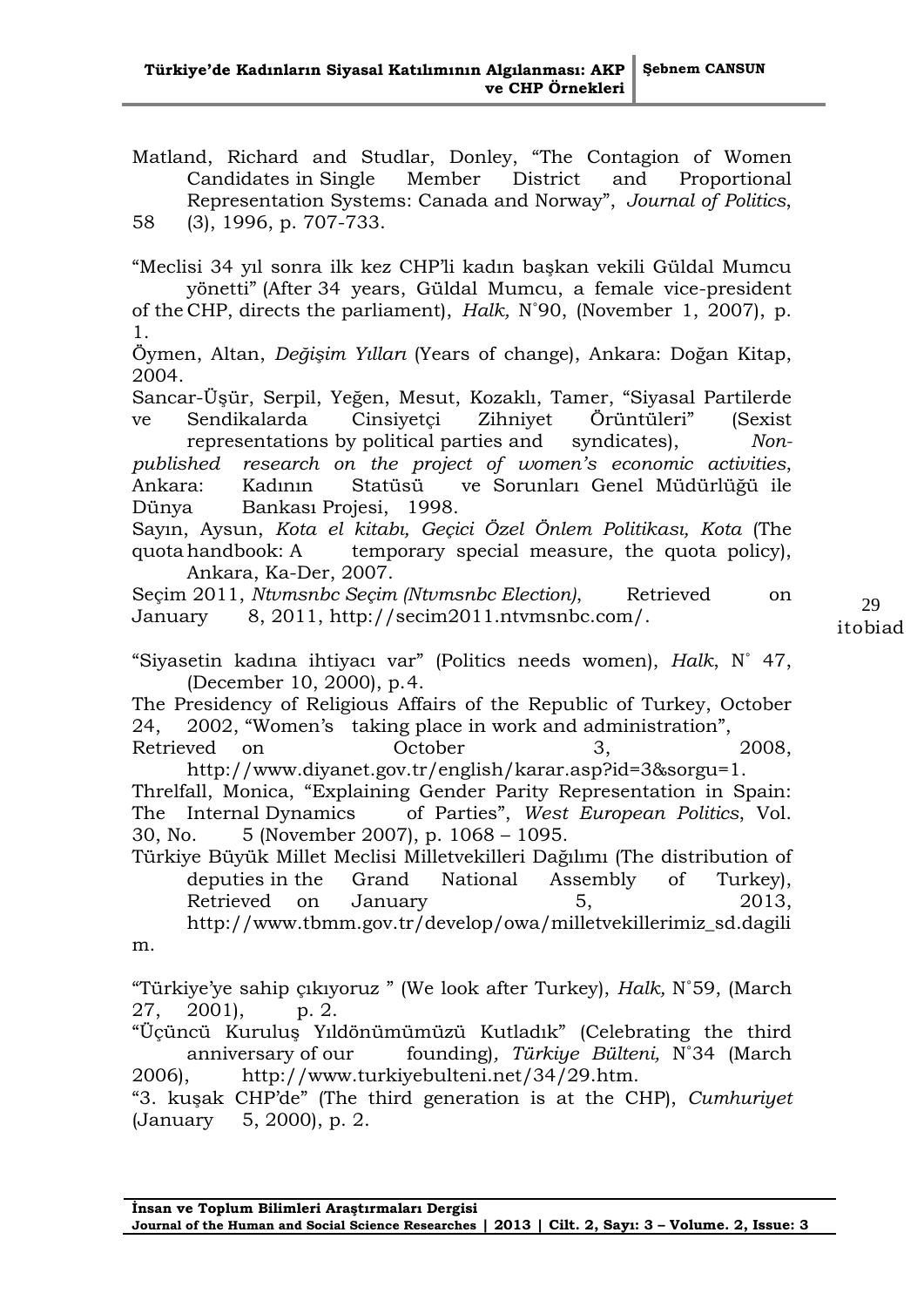Matland, Richard and Studlar, Donley, "The Contagion of Women Candidates in Single Member District and Proportional Representation Systems: Canada and Norway", *Journal of Politics*, 58 (3), 1996, p. 707-733.

"Meclisi 34 yıl sonra ilk kez CHP'li kadın başkan vekili Güldal Mumcu yönetti" (After 34 years, Güldal Mumcu, a female vice-president of the CHP, directs the parliament), *Halk,* N˚90, (November 1, 2007), p. 1.

Öymen, Altan, *Değişim Yılları* (Years of change), Ankara: Doğan Kitap, 2004.

Sancar-Üşür, Serpil, Yeğen, Mesut, Kozaklı, Tamer, "Siyasal Partilerde ve Sendikalarda Cinsiyetçi Zihniyet Örüntüleri" (Sexist representations by political parties and syndicates), *Non-published research on the project of women's economic activities*, Ankara: Kadının Statüsü ve Sorunları Genel Müdürlüğü ile Dünya Bankası Projesi, 1998.

Sayın, Aysun, *Kota el kitabı, Geçici Özel Önlem Politikası, Kota* (The quota handbook: A temporary special measure, the quota policy), Ankara, Ka-Der, 2007.

Seçim 2011, *Ntvmsnbc Seçim (Ntvmsnbc Election)*, Retrieved on January 8, 2011, http://secim2011.ntvmsnbc.com/.

"Siyasetin kadına ihtiyacı var" (Politics needs women), *Halk*, N˚ 47, (December 10, 2000), p.4.

The Presidency of Religious Affairs of the Republic of Turkey, October 24, 2002, "Women's taking place in work and administration", Retrieved on October 3, 2008, http://www.diyanet.gov.tr/english/karar.asp?id=3&sorgu=1.

Threlfall, Monica, "Explaining Gender Parity Representation in Spain: The Internal Dynamics of Parties", *West European Politics*, Vol. 30, No. 5 (November 2007), p. 1068 – 1095.

Türkiye Büyük Millet Meclisi Milletvekilleri Dağılımı (The distribution of deputies in the Grand National Assembly of Turkey), Retrieved on January 5, 2013, http://www.tbmm.gov.tr/develop/owa/milletvekillerimiz_sd.dagilim.

"Türkiye'ye sahip çıkıyoruz " (We look after Turkey), *Halk,* N˚59, (March 27, 2001), p. 2.

"Üçüncü Kuruluş Yıldönümümüzü Kutladık" (Celebrating the third anniversary of our founding)*, Türkiye Bülteni,* N˚34 (March 2006), http://www.turkiyebulteni.net/34/29.htm.

"3. kuşak CHP'de" (The third generation is at the CHP), *Cumhuriyet* (January 5, 2000), p. 2.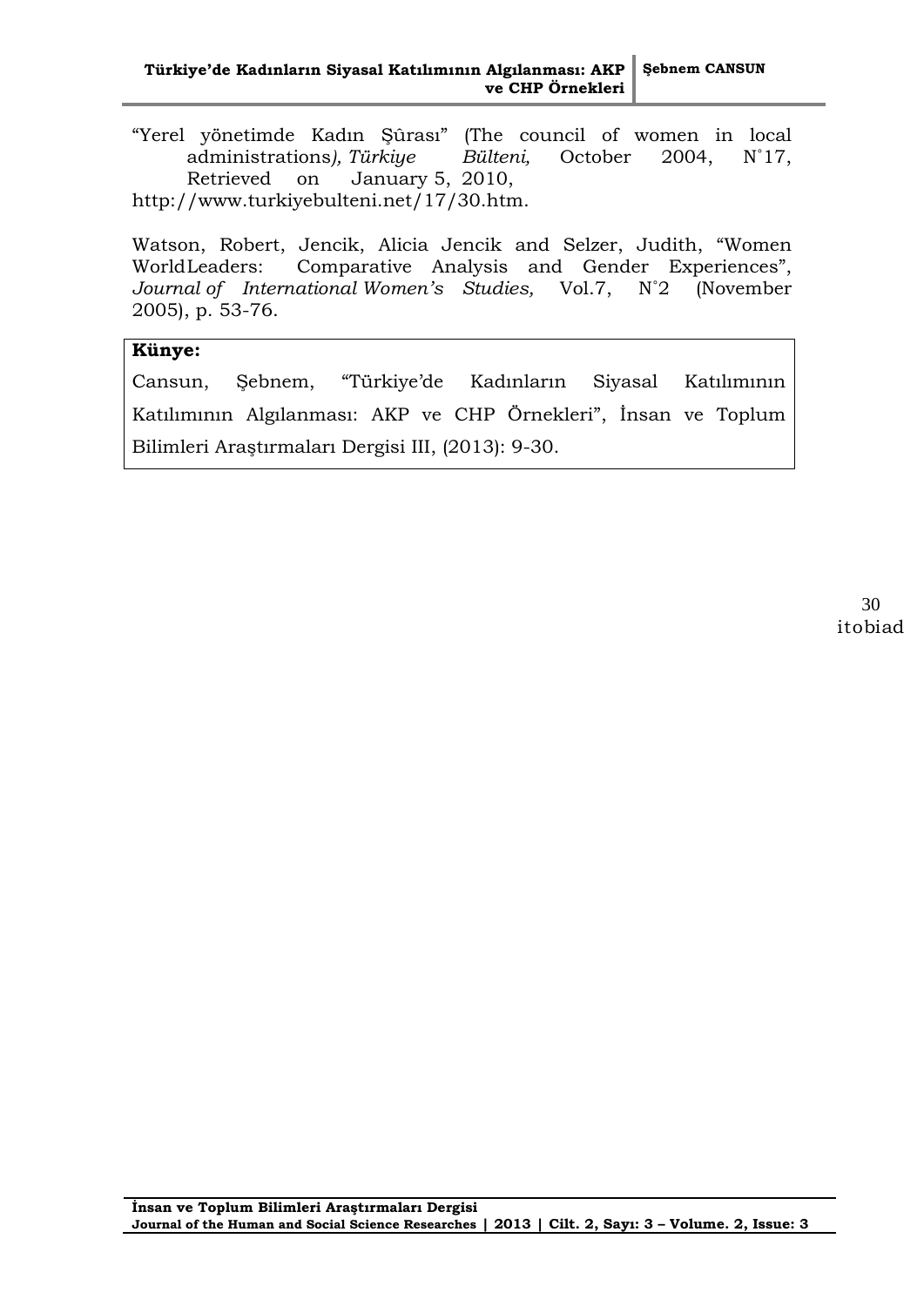"Yerel yönetimde Kadın Şûrası" (The council of women in local administrations*), Türkiye Bülteni,* October 2004, N˚17, Retrieved on January 5, 2010, http://www.turkiyebulteni.net/17/30.htm.

Watson, Robert, Jencik, Alicia Jencik and Selzer, Judith, "Women WorldLeaders: Comparative Analysis and Gender Experiences", *Journal of International Women's Studies,* Vol.7, N˚2 (November 2005), p. 53-76.

**Künye:**

Cansun, Şebnem, "Türkiye'de Kadınların Siyasal Katılımının Katılımının Algılanması: AKP ve CHP Örnekleri", İnsan ve Toplum Bilimleri Araştırmaları Dergisi III, (2013): 9-30.